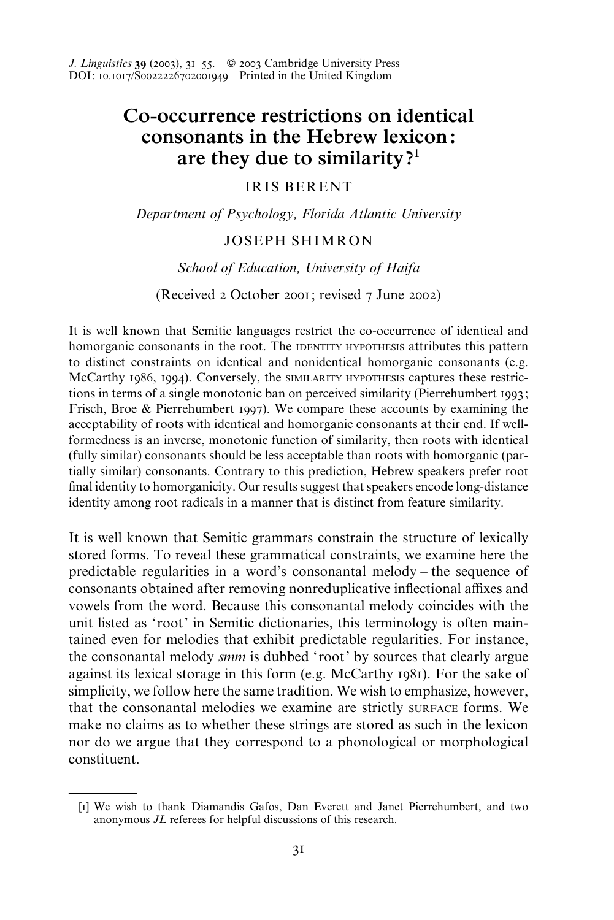# Co-occurrence restrictions on identical consonants in the Hebrew lexicon: are they due to similarity?[1]

IRIS BERENT

*Department of Psychology, Florida Atlantic University*

JOSEPH SHIMRON

*School of Education, University of Haifa*

(Received 2 October 2001; revised 7 June 2002)

It is well known that Semitic languages restrict the co-occurrence of identical and homorganic consonants in the root. The IDENTITY HYPOTHESIS attributes this pattern to distinct constraints on identical and nonidentical homorganic consonants (e.g. McCarthy 1986, 1994). Conversely, the SIMILARITY HYPOTHESIS captures these restrictions in terms of a single monotonic ban on perceived similarity (Pierrehumbert 1993; Frisch, Broe & Pierrehumbert 1997). We compare these accounts by examining the acceptability of roots with identical and homorganic consonants at their end. If well-formedness is an inverse, monotonic function of similarity, then roots with identical (fully similar) consonants should be less acceptable than roots with homorganic (partially similar) consonants. Contrary to this prediction, Hebrew speakers prefer root final identity to homorganicity. Our results suggest that speakers encode long-distance identity among root radicals in a manner that is distinct from feature similarity.

It is well known that Semitic grammars constrain the structure of lexically stored forms. To reveal these grammatical constraints, we examine here the predictable regularities in a word's consonantal melody – the sequence of consonants obtained after removing nonreduplicative inflectional affixes and vowels from the word. Because this consonantal melody coincides with the unit listed as 'root' in Semitic dictionaries, this terminology is often maintained even for melodies that exhibit predictable regularities. For instance, the consonantal melody *smm* is dubbed 'root' by sources that clearly argue against its lexical storage in this form (e.g. McCarthy 1981). For the sake of simplicity, we follow here the same tradition. We wish to emphasize, however, that the consonantal melodies we examine are strictly SURFACE forms. We make no claims as to whether these strings are stored as such in the lexicon nor do we argue that they correspond to a phonological or morphological constituent.

---

[1] We wish to thank Diamandis Gafos, Dan Everett and Janet Pierrehumbert, and two anonymous *JL* referees for helpful discussions of this research.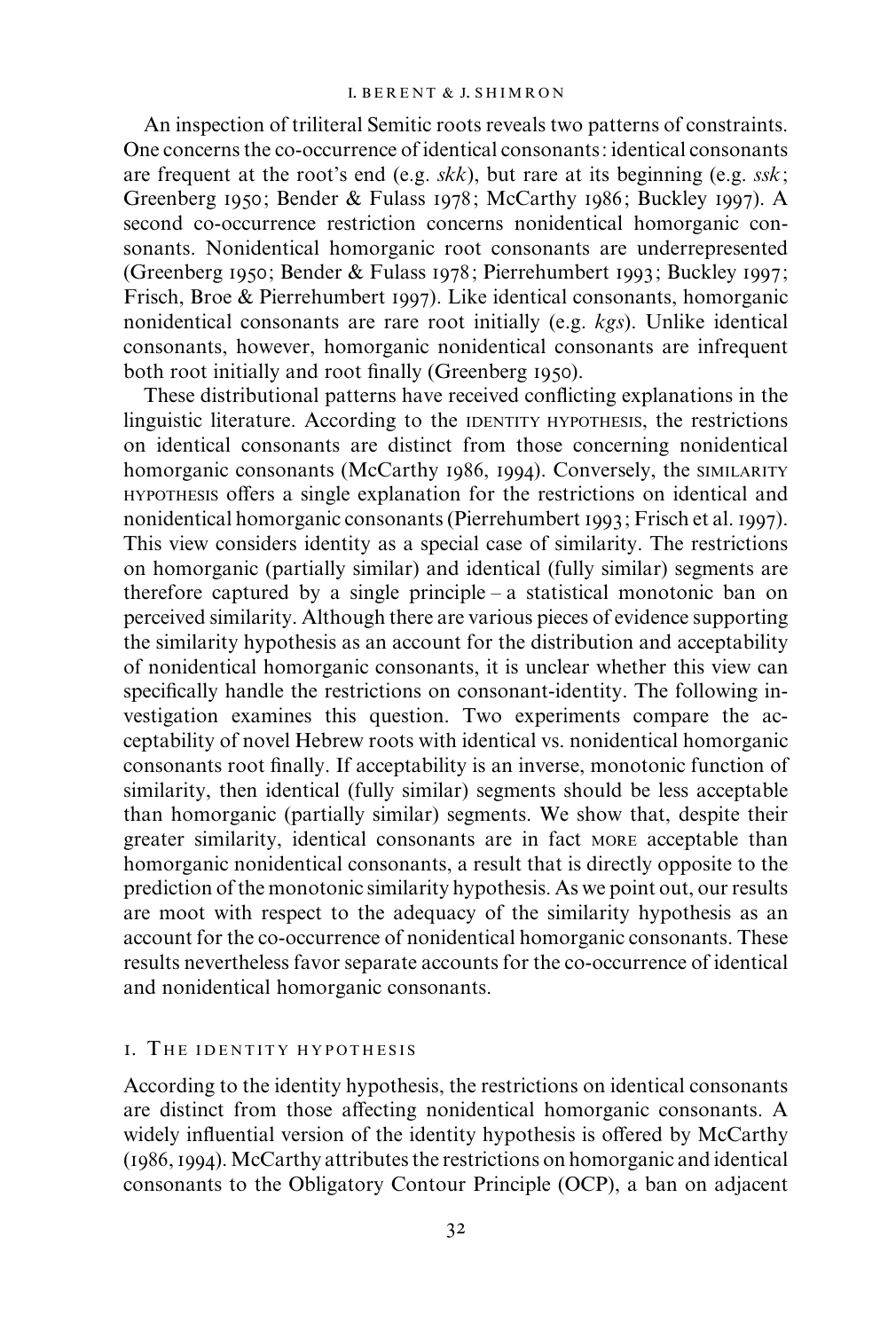An inspection of triliteral Semitic roots reveals two patterns of constraints. One concerns the co-occurrence of identical consonants: identical consonants are frequent at the root's end (e.g. *skk*), but rare at its beginning (e.g. *ssk*; Greenberg 1950; Bender & Fulass 1978; McCarthy 1986; Buckley 1997). A second co-occurrence restriction concerns nonidentical homorganic consonants. Nonidentical homorganic root consonants are underrepresented (Greenberg 1950; Bender & Fulass 1978; Pierrehumbert 1993; Buckley 1997; Frisch, Broe & Pierrehumbert 1997). Like identical consonants, homorganic nonidentical consonants are rare root initially (e.g. *kgs*). Unlike identical consonants, however, homorganic nonidentical consonants are infrequent both root initially and root finally (Greenberg 1950).

These distributional patterns have received conflicting explanations in the linguistic literature. According to the IDENTITY HYPOTHESIS, the restrictions on identical consonants are distinct from those concerning nonidentical homorganic consonants (McCarthy 1986, 1994). Conversely, the SIMILARITY HYPOTHESIS offers a single explanation for the restrictions on identical and nonidentical homorganic consonants (Pierrehumbert 1993; Frisch et al. 1997). This view considers identity as a special case of similarity. The restrictions on homorganic (partially similar) and identical (fully similar) segments are therefore captured by a single principle – a statistical monotonic ban on perceived similarity. Although there are various pieces of evidence supporting the similarity hypothesis as an account for the distribution and acceptability of nonidentical homorganic consonants, it is unclear whether this view can specifically handle the restrictions on consonant-identity. The following investigation examines this question. Two experiments compare the acceptability of novel Hebrew roots with identical vs. nonidentical homorganic consonants root finally. If acceptability is an inverse, monotonic function of similarity, then identical (fully similar) segments should be less acceptable than homorganic (partially similar) segments. We show that, despite their greater similarity, identical consonants are in fact MORE acceptable than homorganic nonidentical consonants, a result that is directly opposite to the prediction of the monotonic similarity hypothesis. As we point out, our results are moot with respect to the adequacy of the similarity hypothesis as an account for the co-occurrence of nonidentical homorganic consonants. These results nevertheless favor separate accounts for the co-occurrence of identical and nonidentical homorganic consonants.

## 1. The identity hypothesis

According to the identity hypothesis, the restrictions on identical consonants are distinct from those affecting nonidentical homorganic consonants. A widely influential version of the identity hypothesis is offered by McCarthy (1986, 1994). McCarthy attributes the restrictions on homorganic and identical consonants to the Obligatory Contour Principle (OCP), a ban on adjacent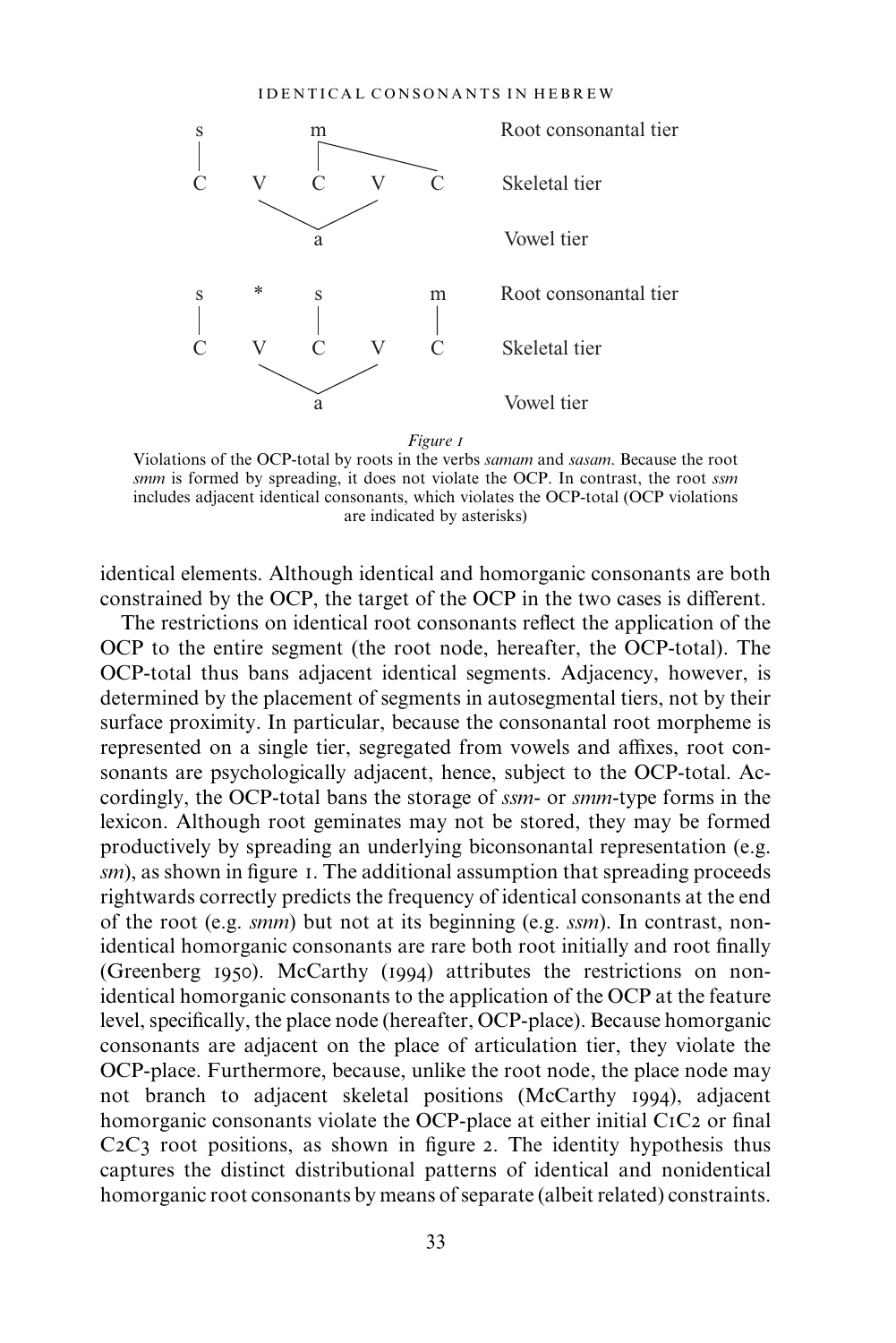```
s           m                    Root consonantal tier
|           |‾‾‾‾‾‾‾‾‾‾‾‾‾\
C     V     C     V     C        Skeletal tier
       \         /
        \       /
           a                     Vowel tier

s     *     s           m        Root consonantal tier
|           |           |
C     V     C     V     C        Skeletal tier
       \         /
        \       /
           a                     Vowel tier
```

*Figure 1*

Violations of the OCP-total by roots in the verbs *samam* and *sasam*. Because the root *smm* is formed by spreading, it does not violate the OCP. In contrast, the root *ssm* includes adjacent identical consonants, which violates the OCP-total (OCP violations are indicated by asterisks)

identical elements. Although identical and homorganic consonants are both constrained by the OCP, the target of the OCP in the two cases is different.

The restrictions on identical root consonants reflect the application of the OCP to the entire segment (the root node, hereafter, the OCP-total). The OCP-total thus bans adjacent identical segments. Adjacency, however, is determined by the placement of segments in autosegmental tiers, not by their surface proximity. In particular, because the consonantal root morpheme is represented on a single tier, segregated from vowels and affixes, root consonants are psychologically adjacent, hence, subject to the OCP-total. Accordingly, the OCP-total bans the storage of *ssm*- or *smm*-type forms in the lexicon. Although root geminates may not be stored, they may be formed productively by spreading an underlying biconsonantal representation (e.g. *sm*), as shown in figure 1. The additional assumption that spreading proceeds rightwards correctly predicts the frequency of identical consonants at the end of the root (e.g. *smm*) but not at its beginning (e.g. *ssm*). In contrast, nonidentical homorganic consonants are rare both root initially and root finally (Greenberg 1950). McCarthy (1994) attributes the restrictions on nonidentical homorganic consonants to the application of the OCP at the feature level, specifically, the place node (hereafter, OCP-place). Because homorganic consonants are adjacent on the place of articulation tier, they violate the OCP-place. Furthermore, because, unlike the root node, the place node may not branch to adjacent skeletal positions (McCarthy 1994), adjacent homorganic consonants violate the OCP-place at either initial $C_1C_2$ or final $C_2C_3$ root positions, as shown in figure 2. The identity hypothesis thus captures the distinct distributional patterns of identical and nonidentical homorganic root consonants by means of separate (albeit related) constraints.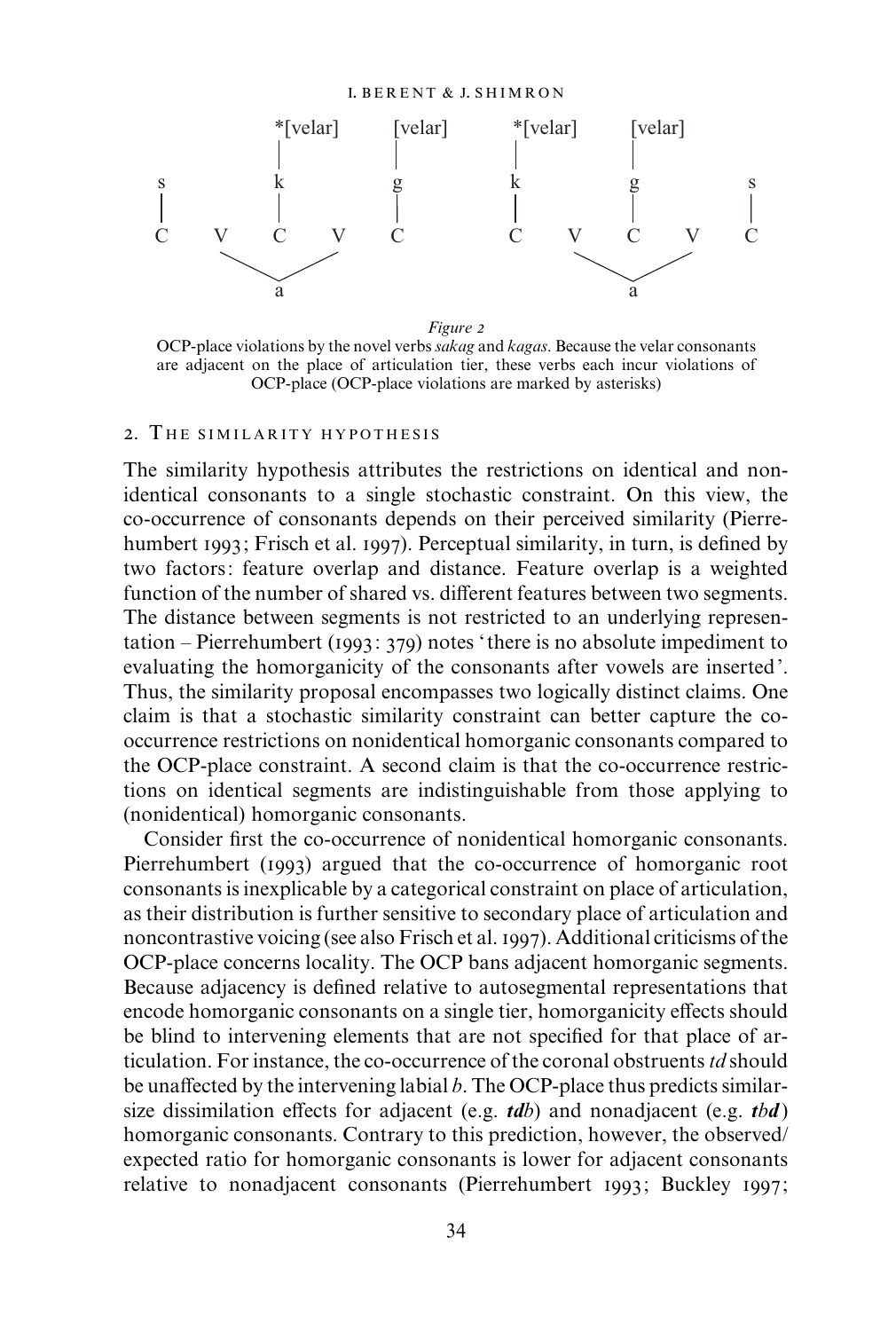```
                *[velar]    [velar]         *[velar]    [velar]
                   |           |               |           |
   s               k           g               k           g           s
   |               |           |               |           |           |
   C       V       C       V   C               C       V   C       V   C
            \             /                         \             /
                  a                                       a
```

*Figure 2*

OCP-place violations by the novel verbs *sakag* and *kagas*. Because the velar consonants are adjacent on the place of articulation tier, these verbs each incur violations of OCP-place (OCP-place violations are marked by asterisks)

## 2. The similarity hypothesis

The similarity hypothesis attributes the restrictions on identical and nonidentical consonants to a single stochastic constraint. On this view, the co-occurrence of consonants depends on their perceived similarity (Pierrehumbert 1993; Frisch et al. 1997). Perceptual similarity, in turn, is defined by two factors: feature overlap and distance. Feature overlap is a weighted function of the number of shared vs. different features between two segments. The distance between segments is not restricted to an underlying representation – Pierrehumbert (1993: 379) notes 'there is no absolute impediment to evaluating the homorganicity of the consonants after vowels are inserted'. Thus, the similarity proposal encompasses two logically distinct claims. One claim is that a stochastic similarity constraint can better capture the co-occurrence restrictions on nonidentical homorganic consonants compared to the OCP-place constraint. A second claim is that the co-occurrence restrictions on identical segments are indistinguishable from those applying to (nonidentical) homorganic consonants.

Consider first the co-occurrence of nonidentical homorganic consonants. Pierrehumbert (1993) argued that the co-occurrence of homorganic root consonants is inexplicable by a categorical constraint on place of articulation, as their distribution is further sensitive to secondary place of articulation and noncontrastive voicing (see also Frisch et al. 1997). Additional criticisms of the OCP-place concerns locality. The OCP bans adjacent homorganic segments. Because adjacency is defined relative to autosegmental representations that encode homorganic consonants on a single tier, homorganicity effects should be blind to intervening elements that are not specified for that place of articulation. For instance, the co-occurrence of the coronal obstruents *td* should be unaffected by the intervening labial *b*. The OCP-place thus predicts similar-size dissimilation effects for adjacent (e.g. ***td****b*) and nonadjacent (e.g. ***t****b****d***) homorganic consonants. Contrary to this prediction, however, the observed/expected ratio for homorganic consonants is lower for adjacent consonants relative to nonadjacent consonants (Pierrehumbert 1993; Buckley 1997;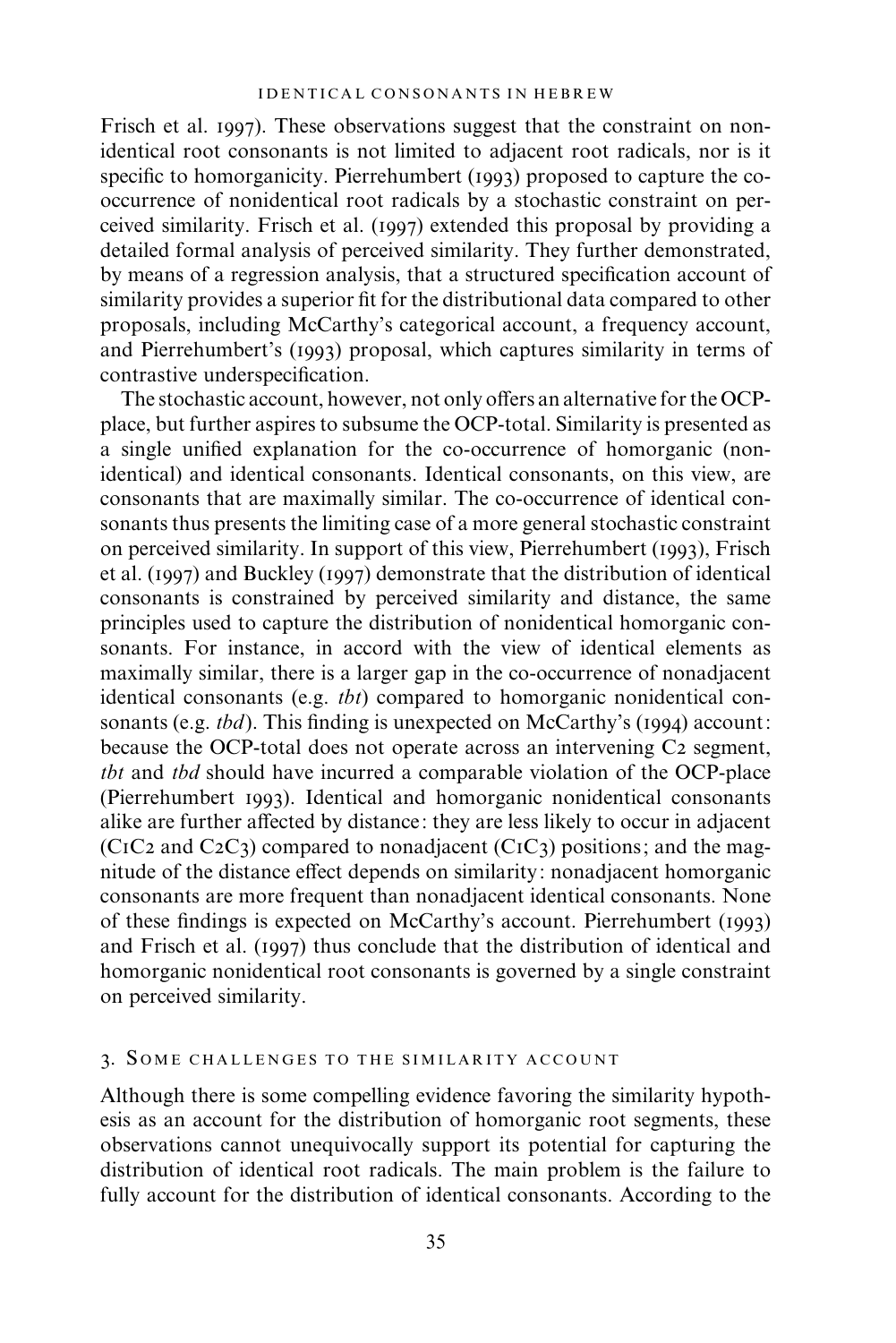Frisch et al. 1997). These observations suggest that the constraint on nonidentical root consonants is not limited to adjacent root radicals, nor is it specific to homorganicity. Pierrehumbert (1993) proposed to capture the co-occurrence of nonidentical root radicals by a stochastic constraint on perceived similarity. Frisch et al. (1997) extended this proposal by providing a detailed formal analysis of perceived similarity. They further demonstrated, by means of a regression analysis, that a structured specification account of similarity provides a superior fit for the distributional data compared to other proposals, including McCarthy's categorical account, a frequency account, and Pierrehumbert's (1993) proposal, which captures similarity in terms of contrastive underspecification.

The stochastic account, however, not only offers an alternative for the OCP-place, but further aspires to subsume the OCP-total. Similarity is presented as a single unified explanation for the co-occurrence of homorganic (non-identical) and identical consonants. Identical consonants, on this view, are consonants that are maximally similar. The co-occurrence of identical consonants thus presents the limiting case of a more general stochastic constraint on perceived similarity. In support of this view, Pierrehumbert (1993), Frisch et al. (1997) and Buckley (1997) demonstrate that the distribution of identical consonants is constrained by perceived similarity and distance, the same principles used to capture the distribution of nonidentical homorganic consonants. For instance, in accord with the view of identical elements as maximally similar, there is a larger gap in the co-occurrence of nonadjacent identical consonants (e.g. *tbt*) compared to homorganic nonidentical consonants (e.g. *tbd*). This finding is unexpected on McCarthy's (1994) account: because the OCP-total does not operate across an intervening C2 segment, *tbt* and *tbd* should have incurred a comparable violation of the OCP-place (Pierrehumbert 1993). Identical and homorganic nonidentical consonants alike are further affected by distance: they are less likely to occur in adjacent (C1C2 and C2C3) compared to nonadjacent (C1C3) positions; and the magnitude of the distance effect depends on similarity: nonadjacent homorganic consonants are more frequent than nonadjacent identical consonants. None of these findings is expected on McCarthy's account. Pierrehumbert (1993) and Frisch et al. (1997) thus conclude that the distribution of identical and homorganic nonidentical root consonants is governed by a single constraint on perceived similarity.

## 3. Some challenges to the similarity account

Although there is some compelling evidence favoring the similarity hypothesis as an account for the distribution of homorganic root segments, these observations cannot unequivocally support its potential for capturing the distribution of identical root radicals. The main problem is the failure to fully account for the distribution of identical consonants. According to the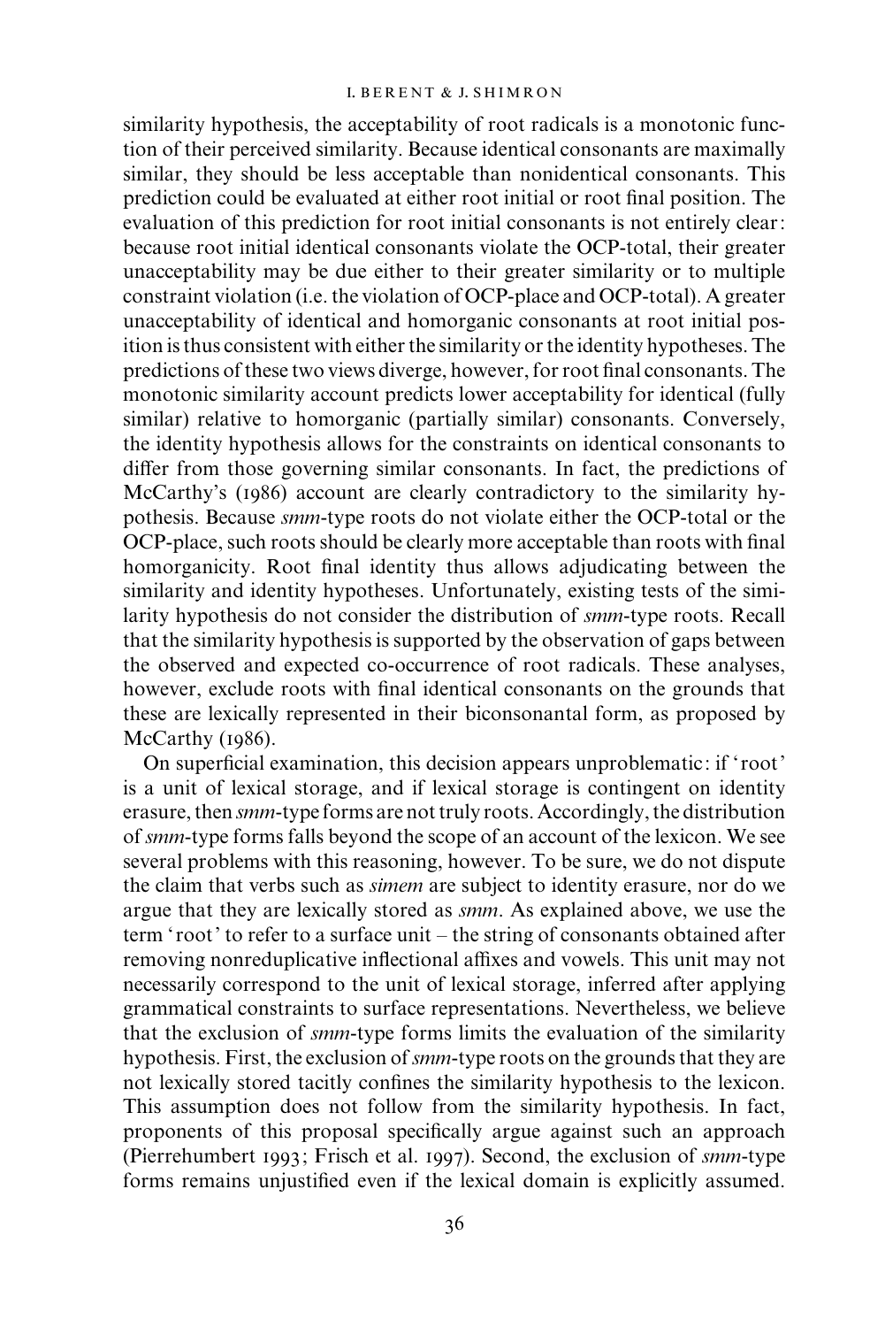similarity hypothesis, the acceptability of root radicals is a monotonic function of their perceived similarity. Because identical consonants are maximally similar, they should be less acceptable than nonidentical consonants. This prediction could be evaluated at either root initial or root final position. The evaluation of this prediction for root initial consonants is not entirely clear: because root initial identical consonants violate the OCP-total, their greater unacceptability may be due either to their greater similarity or to multiple constraint violation (i.e. the violation of OCP-place and OCP-total). A greater unacceptability of identical and homorganic consonants at root initial position is thus consistent with either the similarity or the identity hypotheses. The predictions of these two views diverge, however, for root final consonants. The monotonic similarity account predicts lower acceptability for identical (fully similar) relative to homorganic (partially similar) consonants. Conversely, the identity hypothesis allows for the constraints on identical consonants to differ from those governing similar consonants. In fact, the predictions of McCarthy's (1986) account are clearly contradictory to the similarity hypothesis. Because *smm*-type roots do not violate either the OCP-total or the OCP-place, such roots should be clearly more acceptable than roots with final homorganicity. Root final identity thus allows adjudicating between the similarity and identity hypotheses. Unfortunately, existing tests of the similarity hypothesis do not consider the distribution of *smm*-type roots. Recall that the similarity hypothesis is supported by the observation of gaps between the observed and expected co-occurrence of root radicals. These analyses, however, exclude roots with final identical consonants on the grounds that these are lexically represented in their biconsonantal form, as proposed by McCarthy (1986).

On superficial examination, this decision appears unproblematic: if 'root' is a unit of lexical storage, and if lexical storage is contingent on identity erasure, then *smm*-type forms are not truly roots. Accordingly, the distribution of *smm*-type forms falls beyond the scope of an account of the lexicon. We see several problems with this reasoning, however. To be sure, we do not dispute the claim that verbs such as *simem* are subject to identity erasure, nor do we argue that they are lexically stored as *smm*. As explained above, we use the term 'root' to refer to a surface unit – the string of consonants obtained after removing nonreduplicative inflectional affixes and vowels. This unit may not necessarily correspond to the unit of lexical storage, inferred after applying grammatical constraints to surface representations. Nevertheless, we believe that the exclusion of *smm*-type forms limits the evaluation of the similarity hypothesis. First, the exclusion of *smm*-type roots on the grounds that they are not lexically stored tacitly confines the similarity hypothesis to the lexicon. This assumption does not follow from the similarity hypothesis. In fact, proponents of this proposal specifically argue against such an approach (Pierrehumbert 1993; Frisch et al. 1997). Second, the exclusion of *smm*-type forms remains unjustified even if the lexical domain is explicitly assumed.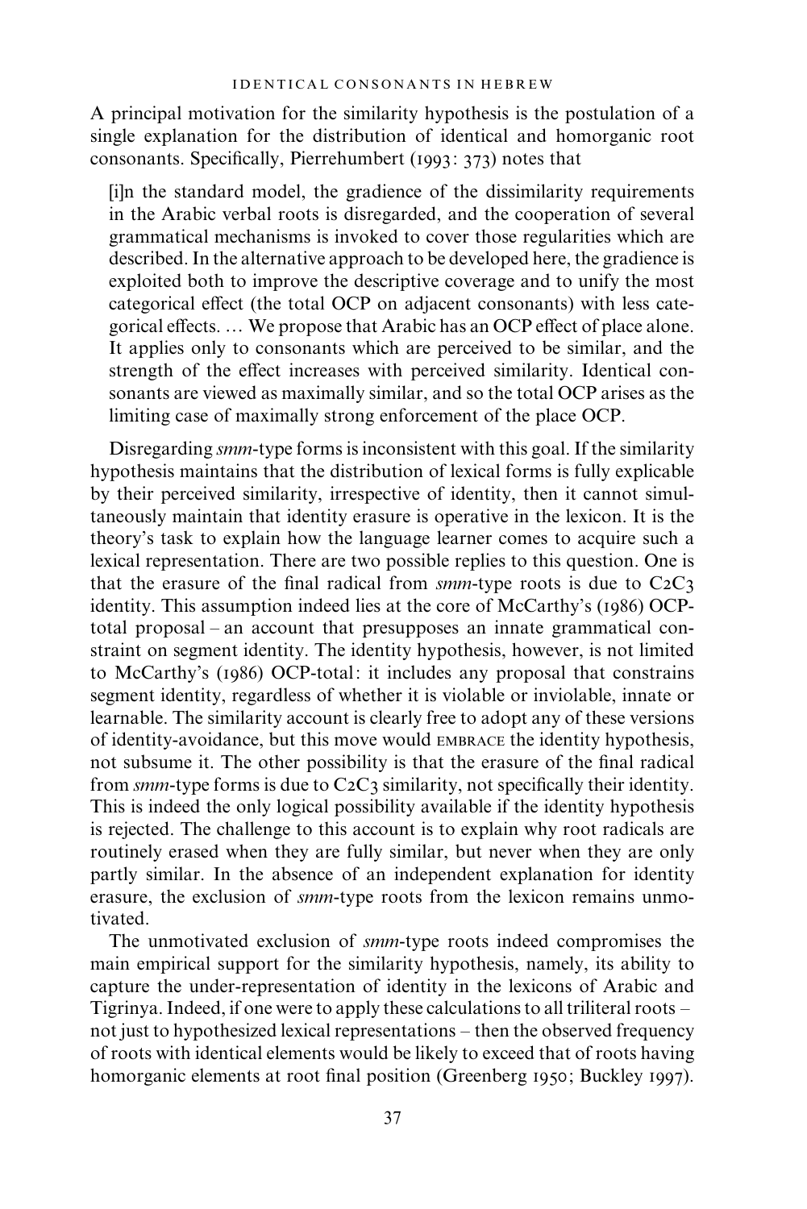A principal motivation for the similarity hypothesis is the postulation of a single explanation for the distribution of identical and homorganic root consonants. Specifically, Pierrehumbert (1993: 373) notes that

> [i]n the standard model, the gradience of the dissimilarity requirements in the Arabic verbal roots is disregarded, and the cooperation of several grammatical mechanisms is invoked to cover those regularities which are described. In the alternative approach to be developed here, the gradience is exploited both to improve the descriptive coverage and to unify the most categorical effect (the total OCP on adjacent consonants) with less categorical effects. … We propose that Arabic has an OCP effect of place alone. It applies only to consonants which are perceived to be similar, and the strength of the effect increases with perceived similarity. Identical consonants are viewed as maximally similar, and so the total OCP arises as the limiting case of maximally strong enforcement of the place OCP.

Disregarding *smm*-type forms is inconsistent with this goal. If the similarity hypothesis maintains that the distribution of lexical forms is fully explicable by their perceived similarity, irrespective of identity, then it cannot simultaneously maintain that identity erasure is operative in the lexicon. It is the theory's task to explain how the language learner comes to acquire such a lexical representation. There are two possible replies to this question. One is that the erasure of the final radical from *smm*-type roots is due to C2C3 identity. This assumption indeed lies at the core of McCarthy's (1986) OCP-total proposal – an account that presupposes an innate grammatical constraint on segment identity. The identity hypothesis, however, is not limited to McCarthy's (1986) OCP-total: it includes any proposal that constrains segment identity, regardless of whether it is violable or inviolable, innate or learnable. The similarity account is clearly free to adopt any of these versions of identity-avoidance, but this move would EMBRACE the identity hypothesis, not subsume it. The other possibility is that the erasure of the final radical from *smm*-type forms is due to C2C3 similarity, not specifically their identity. This is indeed the only logical possibility available if the identity hypothesis is rejected. The challenge to this account is to explain why root radicals are routinely erased when they are fully similar, but never when they are only partly similar. In the absence of an independent explanation for identity erasure, the exclusion of *smm*-type roots from the lexicon remains unmotivated.

The unmotivated exclusion of *smm*-type roots indeed compromises the main empirical support for the similarity hypothesis, namely, its ability to capture the under-representation of identity in the lexicons of Arabic and Tigrinya. Indeed, if one were to apply these calculations to all triliteral roots – not just to hypothesized lexical representations – then the observed frequency of roots with identical elements would be likely to exceed that of roots having homorganic elements at root final position (Greenberg 1950; Buckley 1997).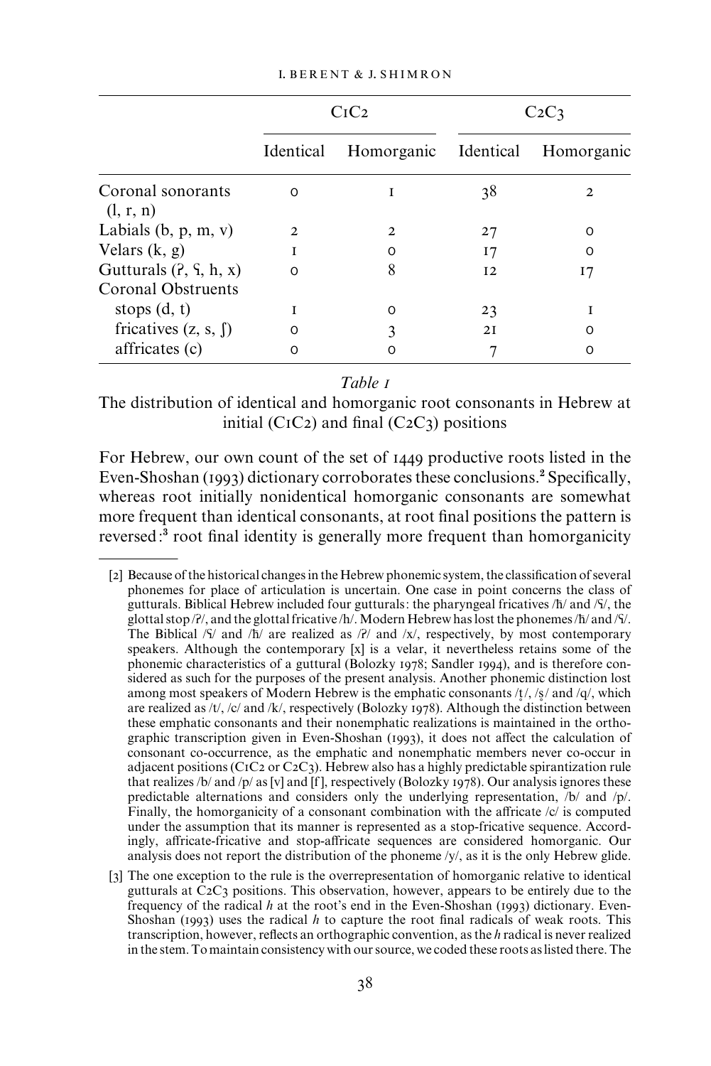| | C1C2 | | C2C3 | |
|---|---|---|---|---|
| | Identical | Homorganic | Identical | Homorganic |
| Coronal sonorants (l, r, n) | 0 | 1 | 38 | 2 |
| Labials (b, p, m, v) | 2 | 2 | 27 | 0 |
| Velars (k, g) | 1 | 0 | 17 | 0 |
| Gutturals (ʔ, ʕ, h, x) | 0 | 8 | 12 | 17 |
| Coronal Obstruents | | | | |
| stops (d, t) | 1 | 0 | 23 | 1 |
| fricatives (z, s, ʃ) | 0 | 3 | 21 | 0 |
| affricates (c) | 0 | 0 | 7 | 0 |

*Table 1*

The distribution of identical and homorganic root consonants in Hebrew at initial (C1C2) and final (C2C3) positions

For Hebrew, our own count of the set of 1449 productive roots listed in the Even-Shoshan (1993) dictionary corroborates these conclusions.[2] Specifically, whereas root initially nonidentical homorganic consonants are somewhat more frequent than identical consonants, at root final positions the pattern is reversed:[3] root final identity is generally more frequent than homorganicity

---

[2] Because of the historical changes in the Hebrew phonemic system, the classification of several phonemes for place of articulation is uncertain. One case in point concerns the class of gutturals. Biblical Hebrew included four gutturals: the pharyngeal fricatives /ħ/ and /ʕ/, the glottal stop /ʔ/, and the glottal fricative /h/. Modern Hebrew has lost the phonemes /ħ/ and /ʕ/. The Biblical /ʕ/ and /ħ/ are realized as /ʔ/ and /x/, respectively, by most contemporary speakers. Although the contemporary [x] is a velar, it nevertheless retains some of the phonemic characteristics of a guttural (Bolozky 1978; Sandler 1994), and is therefore considered as such for the purposes of the present analysis. Another phonemic distinction lost among most speakers of Modern Hebrew is the emphatic consonants /t̥/, /s̥/ and /q/, which are realized as /t/, /c/ and /k/, respectively (Bolozky 1978). Although the distinction between these emphatic consonants and their nonemphatic realizations is maintained in the orthographic transcription given in Even-Shoshan (1993), it does not affect the calculation of consonant co-occurrence, as the emphatic and nonemphatic members never co-occur in adjacent positions (C1C2 or C2C3). Hebrew also has a highly predictable spirantization rule that realizes /b/ and /p/ as [v] and [f], respectively (Bolozky 1978). Our analysis ignores these predictable alternations and considers only the underlying representation, /b/ and /p/. Finally, the homorganicity of a consonant combination with the affricate /c/ is computed under the assumption that its manner is represented as a stop-fricative sequence. Accordingly, affricate-fricative and stop-affricate sequences are considered homorganic. Our analysis does not report the distribution of the phoneme /y/, as it is the only Hebrew glide.

[3] The one exception to the rule is the overrepresentation of homorganic relative to identical gutturals at C2C3 positions. This observation, however, appears to be entirely due to the frequency of the radical *h* at the root's end in the Even-Shoshan (1993) dictionary. Even-Shoshan (1993) uses the radical *h* to capture the root final radicals of weak roots. This transcription, however, reflects an orthographic convention, as the *h* radical is never realized in the stem. To maintain consistency with our source, we coded these roots as listed there. The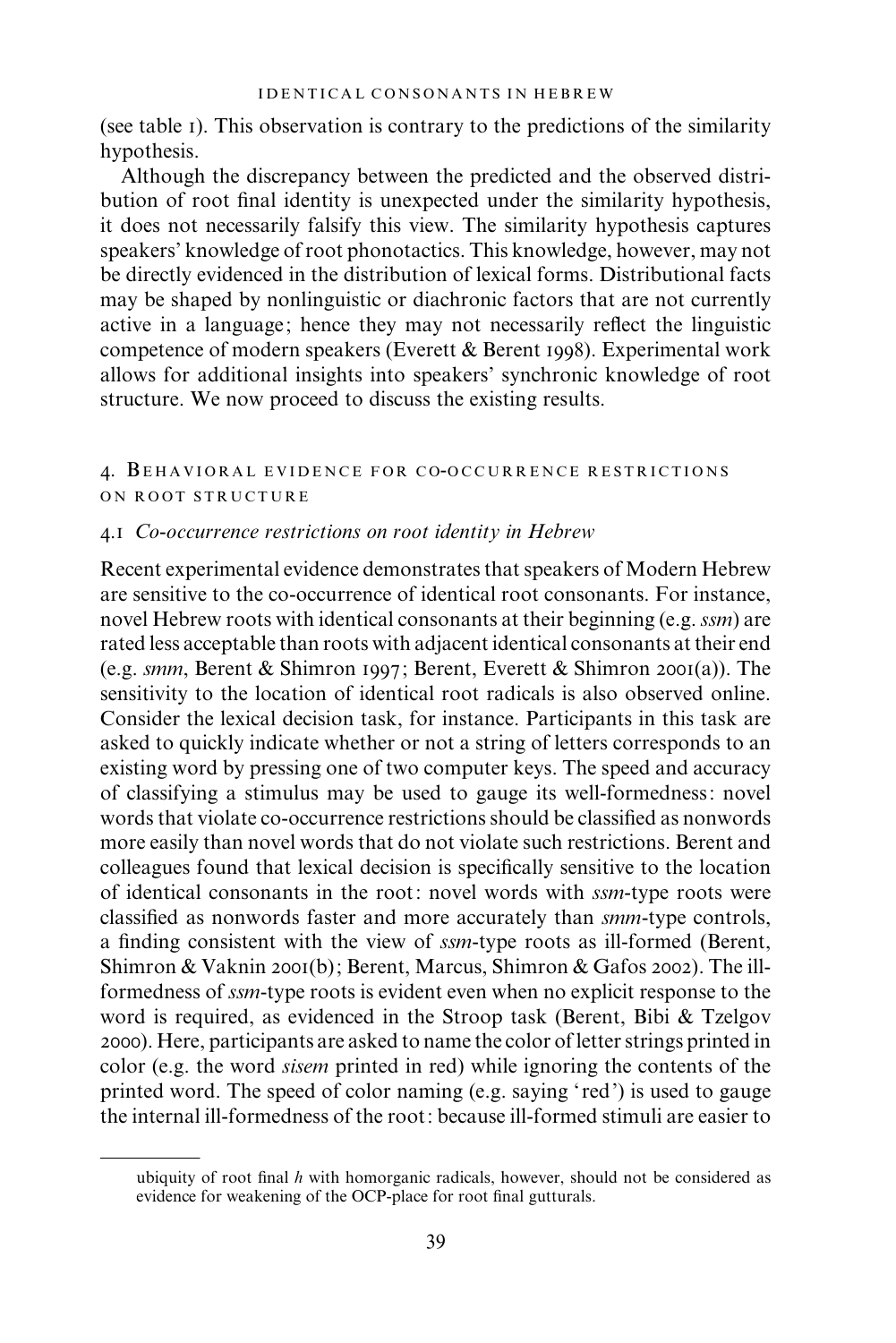(see table 1). This observation is contrary to the predictions of the similarity hypothesis.

Although the discrepancy between the predicted and the observed distribution of root final identity is unexpected under the similarity hypothesis, it does not necessarily falsify this view. The similarity hypothesis captures speakers' knowledge of root phonotactics. This knowledge, however, may not be directly evidenced in the distribution of lexical forms. Distributional facts may be shaped by nonlinguistic or diachronic factors that are not currently active in a language; hence they may not necessarily reflect the linguistic competence of modern speakers (Everett & Berent 1998). Experimental work allows for additional insights into speakers' synchronic knowledge of root structure. We now proceed to discuss the existing results.

## 4. Behavioral evidence for co-occurrence restrictions on root structure

### 4.1 *Co-occurrence restrictions on root identity in Hebrew*

Recent experimental evidence demonstrates that speakers of Modern Hebrew are sensitive to the co-occurrence of identical root consonants. For instance, novel Hebrew roots with identical consonants at their beginning (e.g. *ssm*) are rated less acceptable than roots with adjacent identical consonants at their end (e.g. *smm*, Berent & Shimron 1997; Berent, Everett & Shimron 2001(a)). The sensitivity to the location of identical root radicals is also observed online. Consider the lexical decision task, for instance. Participants in this task are asked to quickly indicate whether or not a string of letters corresponds to an existing word by pressing one of two computer keys. The speed and accuracy of classifying a stimulus may be used to gauge its well-formedness: novel words that violate co-occurrence restrictions should be classified as nonwords more easily than novel words that do not violate such restrictions. Berent and colleagues found that lexical decision is specifically sensitive to the location of identical consonants in the root: novel words with *ssm*-type roots were classified as nonwords faster and more accurately than *smm*-type controls, a finding consistent with the view of *ssm*-type roots as ill-formed (Berent, Shimron & Vaknin 2001(b); Berent, Marcus, Shimron & Gafos 2002). The ill-formedness of *ssm*-type roots is evident even when no explicit response to the word is required, as evidenced in the Stroop task (Berent, Bibi & Tzelgov 2000). Here, participants are asked to name the color of letter strings printed in color (e.g. the word *sisem* printed in red) while ignoring the contents of the printed word. The speed of color naming (e.g. saying 'red') is used to gauge the internal ill-formedness of the root: because ill-formed stimuli are easier to

ubiquity of root final *h* with homorganic radicals, however, should not be considered as evidence for weakening of the OCP-place for root final gutturals.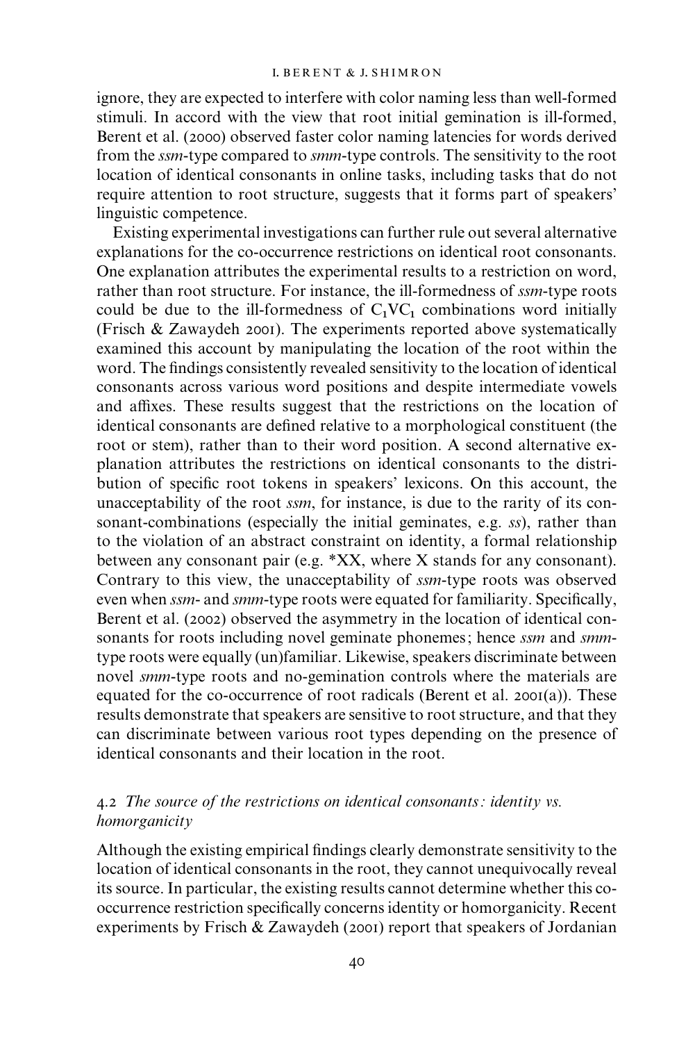ignore, they are expected to interfere with color naming less than well-formed stimuli. In accord with the view that root initial gemination is ill-formed, Berent et al. (2000) observed faster color naming latencies for words derived from the *ssm*-type compared to *smm*-type controls. The sensitivity to the root location of identical consonants in online tasks, including tasks that do not require attention to root structure, suggests that it forms part of speakers' linguistic competence.

Existing experimental investigations can further rule out several alternative explanations for the co-occurrence restrictions on identical root consonants. One explanation attributes the experimental results to a restriction on word, rather than root structure. For instance, the ill-formedness of *ssm*-type roots could be due to the ill-formedness of $C_1VC_1$ combinations word initially (Frisch & Zawaydeh 2001). The experiments reported above systematically examined this account by manipulating the location of the root within the word. The findings consistently revealed sensitivity to the location of identical consonants across various word positions and despite intermediate vowels and affixes. These results suggest that the restrictions on the location of identical consonants are defined relative to a morphological constituent (the root or stem), rather than to their word position. A second alternative explanation attributes the restrictions on identical consonants to the distribution of specific root tokens in speakers' lexicons. On this account, the unacceptability of the root *ssm*, for instance, is due to the rarity of its consonant-combinations (especially the initial geminates, e.g. *ss*), rather than to the violation of an abstract constraint on identity, a formal relationship between any consonant pair (e.g. *XX, where X stands for any consonant). Contrary to this view, the unacceptability of *ssm*-type roots was observed even when *ssm*- and *smm*-type roots were equated for familiarity. Specifically, Berent et al. (2002) observed the asymmetry in the location of identical consonants for roots including novel geminate phonemes; hence *ssm* and *smm*-type roots were equally (un)familiar. Likewise, speakers discriminate between novel *smm*-type roots and no-gemination controls where the materials are equated for the co-occurrence of root radicals (Berent et al. 2001(a)). These results demonstrate that speakers are sensitive to root structure, and that they can discriminate between various root types depending on the presence of identical consonants and their location in the root.

### 4.2 *The source of the restrictions on identical consonants: identity vs. homorganicity*

Although the existing empirical findings clearly demonstrate sensitivity to the location of identical consonants in the root, they cannot unequivocally reveal its source. In particular, the existing results cannot determine whether this co-occurrence restriction specifically concerns identity or homorganicity. Recent experiments by Frisch & Zawaydeh (2001) report that speakers of Jordanian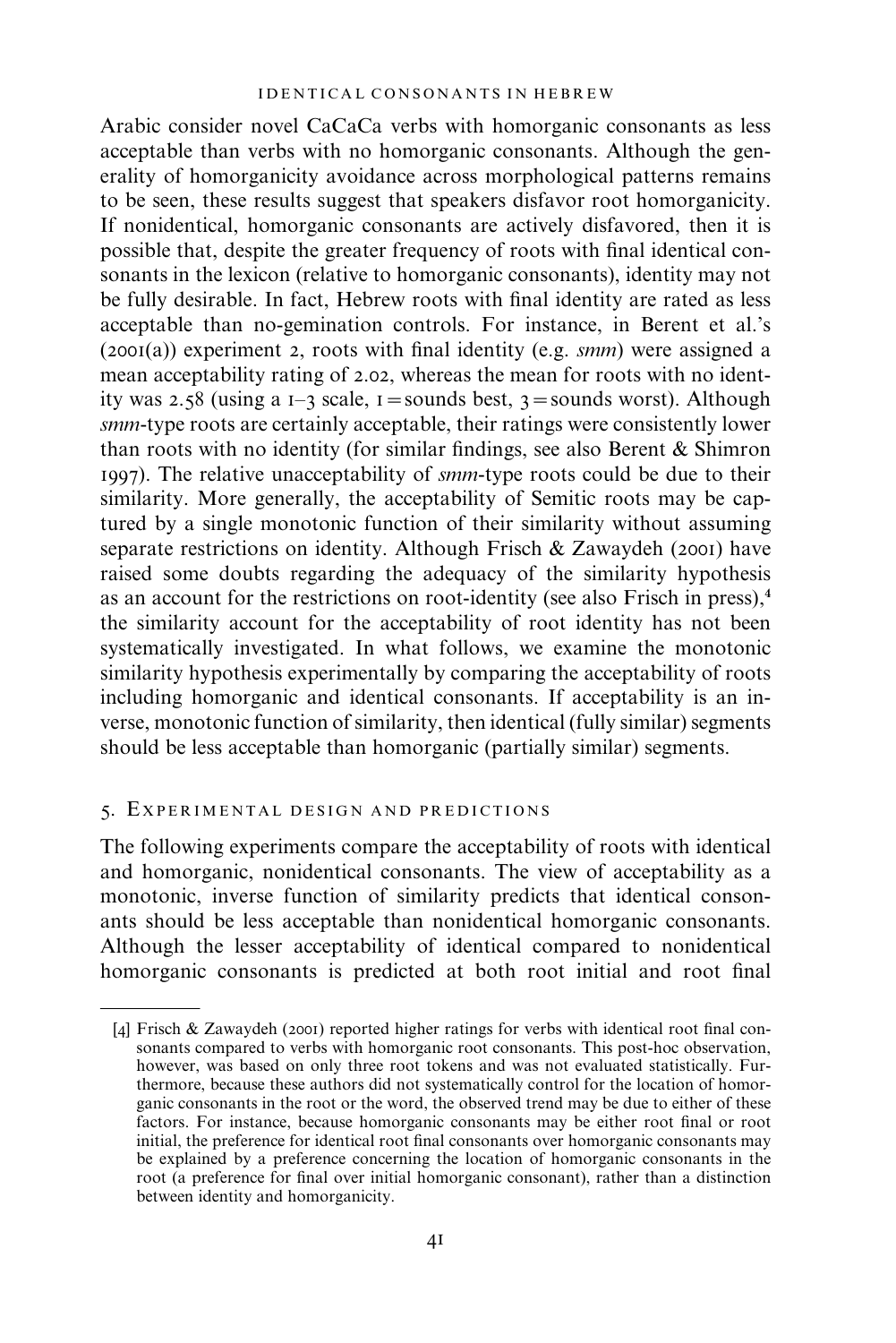Arabic consider novel CaCaCa verbs with homorganic consonants as less acceptable than verbs with no homorganic consonants. Although the generality of homorganicity avoidance across morphological patterns remains to be seen, these results suggest that speakers disfavor root homorganicity. If nonidentical, homorganic consonants are actively disfavored, then it is possible that, despite the greater frequency of roots with final identical consonants in the lexicon (relative to homorganic consonants), identity may not be fully desirable. In fact, Hebrew roots with final identity are rated as less acceptable than no-gemination controls. For instance, in Berent et al.'s (2001(a)) experiment 2, roots with final identity (e.g. *smm*) were assigned a mean acceptability rating of 2.02, whereas the mean for roots with no identity was 2.58 (using a 1–3 scale, 1 = sounds best, 3 = sounds worst). Although *smm*-type roots are certainly acceptable, their ratings were consistently lower than roots with no identity (for similar findings, see also Berent & Shimron 1997). The relative unacceptability of *smm*-type roots could be due to their similarity. More generally, the acceptability of Semitic roots may be captured by a single monotonic function of their similarity without assuming separate restrictions on identity. Although Frisch & Zawaydeh (2001) have raised some doubts regarding the adequacy of the similarity hypothesis as an account for the restrictions on root-identity (see also Frisch in press),[4] the similarity account for the acceptability of root identity has not been systematically investigated. In what follows, we examine the monotonic similarity hypothesis experimentally by comparing the acceptability of roots including homorganic and identical consonants. If acceptability is an inverse, monotonic function of similarity, then identical (fully similar) segments should be less acceptable than homorganic (partially similar) segments.

## 5. Experimental design and predictions

The following experiments compare the acceptability of roots with identical and homorganic, nonidentical consonants. The view of acceptability as a monotonic, inverse function of similarity predicts that identical consonants should be less acceptable than nonidentical homorganic consonants. Although the lesser acceptability of identical compared to nonidentical homorganic consonants is predicted at both root initial and root final

[4] Frisch & Zawaydeh (2001) reported higher ratings for verbs with identical root final consonants compared to verbs with homorganic root consonants. This post-hoc observation, however, was based on only three root tokens and was not evaluated statistically. Furthermore, because these authors did not systematically control for the location of homorganic consonants in the root or the word, the observed trend may be due to either of these factors. For instance, because homorganic consonants may be either root final or root initial, the preference for identical root final consonants over homorganic consonants may be explained by a preference concerning the location of homorganic consonants in the root (a preference for final over initial homorganic consonant), rather than a distinction between identity and homorganicity.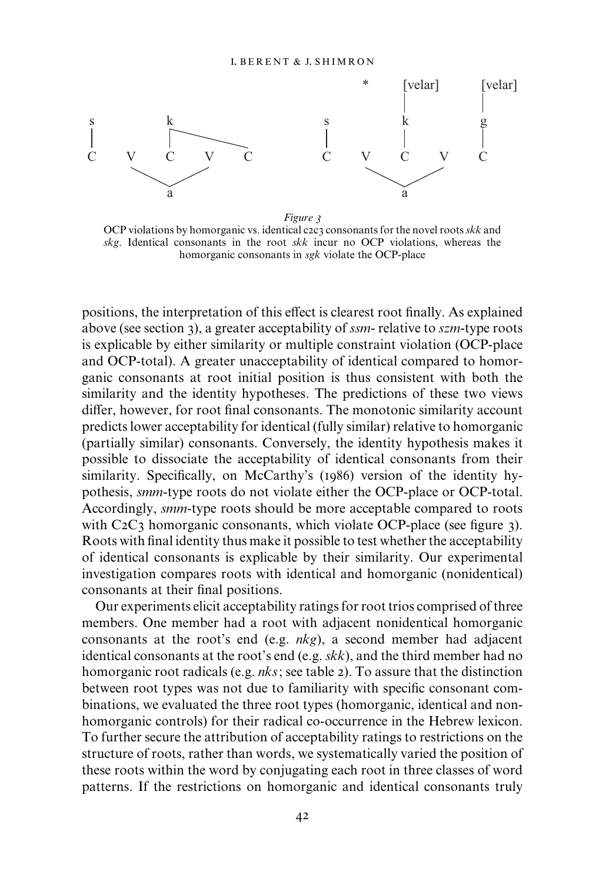*Figure 3*

OCP violations by homorganic vs. identical c2c3 consonants for the novel roots *skk* and *skg*. Identical consonants in the root *skk* incur no OCP violations, whereas the homorganic consonants in *sgk* violate the OCP-place

positions, the interpretation of this effect is clearest root finally. As explained above (see section 3), a greater acceptability of *ssm*- relative to *szm*-type roots is explicable by either similarity or multiple constraint violation (OCP-place and OCP-total). A greater unacceptability of identical compared to homorganic consonants at root initial position is thus consistent with both the similarity and the identity hypotheses. The predictions of these two views differ, however, for root final consonants. The monotonic similarity account predicts lower acceptability for identical (fully similar) relative to homorganic (partially similar) consonants. Conversely, the identity hypothesis makes it possible to dissociate the acceptability of identical consonants from their similarity. Specifically, on McCarthy's (1986) version of the identity hypothesis, *smm*-type roots do not violate either the OCP-place or OCP-total. Accordingly, *smm*-type roots should be more acceptable compared to roots with C2C3 homorganic consonants, which violate OCP-place (see figure 3). Roots with final identity thus make it possible to test whether the acceptability of identical consonants is explicable by their similarity. Our experimental investigation compares roots with identical and homorganic (nonidentical) consonants at their final positions.

Our experiments elicit acceptability ratings for root trios comprised of three members. One member had a root with adjacent nonidentical homorganic consonants at the root's end (e.g. *nkg*), a second member had adjacent identical consonants at the root's end (e.g. *skk*), and the third member had no homorganic root radicals (e.g. *nks*; see table 2). To assure that the distinction between root types was not due to familiarity with specific consonant combinations, we evaluated the three root types (homorganic, identical and non-homorganic controls) for their radical co-occurrence in the Hebrew lexicon. To further secure the attribution of acceptability ratings to restrictions on the structure of roots, rather than words, we systematically varied the position of these roots within the word by conjugating each root in three classes of word patterns. If the restrictions on homorganic and identical consonants truly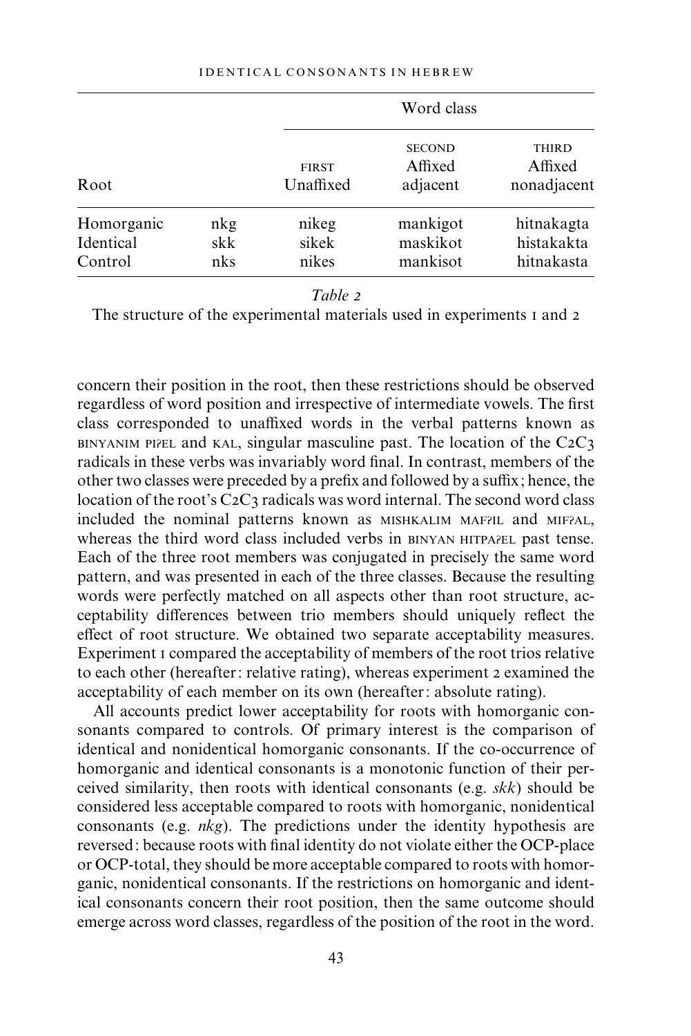| Root | | Word class | | |
|---|---|---|---|---|
| | | FIRST Unaffixed | SECOND Affixed adjacent | THIRD Affixed nonadjacent |
| Homorganic | nkg | nikeg | mankigot | hitnakagta |
| Identical | skk | sikek | maskikot | histakakta |
| Control | nks | nikes | mankisot | hitnakasta |

*Table 2*

The structure of the experimental materials used in experiments 1 and 2

concern their position in the root, then these restrictions should be observed regardless of word position and irrespective of intermediate vowels. The first class corresponded to unaffixed words in the verbal patterns known as BINYANIM PIʔEL and KAL, singular masculine past. The location of the C2C3 radicals in these verbs was invariably word final. In contrast, members of the other two classes were preceded by a prefix and followed by a suffix; hence, the location of the root's C2C3 radicals was word internal. The second word class included the nominal patterns known as MISHKALIM MAFʔIL and MIFʔAL, whereas the third word class included verbs in BINYAN HITPAʔEL past tense. Each of the three root members was conjugated in precisely the same word pattern, and was presented in each of the three classes. Because the resulting words were perfectly matched on all aspects other than root structure, acceptability differences between trio members should uniquely reflect the effect of root structure. We obtained two separate acceptability measures. Experiment 1 compared the acceptability of members of the root trios relative to each other (hereafter: relative rating), whereas experiment 2 examined the acceptability of each member on its own (hereafter: absolute rating).

All accounts predict lower acceptability for roots with homorganic consonants compared to controls. Of primary interest is the comparison of identical and nonidentical homorganic consonants. If the co-occurrence of homorganic and identical consonants is a monotonic function of their perceived similarity, then roots with identical consonants (e.g. *skk*) should be considered less acceptable compared to roots with homorganic, nonidentical consonants (e.g. *nkg*). The predictions under the identity hypothesis are reversed: because roots with final identity do not violate either the OCP-place or OCP-total, they should be more acceptable compared to roots with homorganic, nonidentical consonants. If the restrictions on homorganic and identical consonants concern their root position, then the same outcome should emerge across word classes, regardless of the position of the root in the word.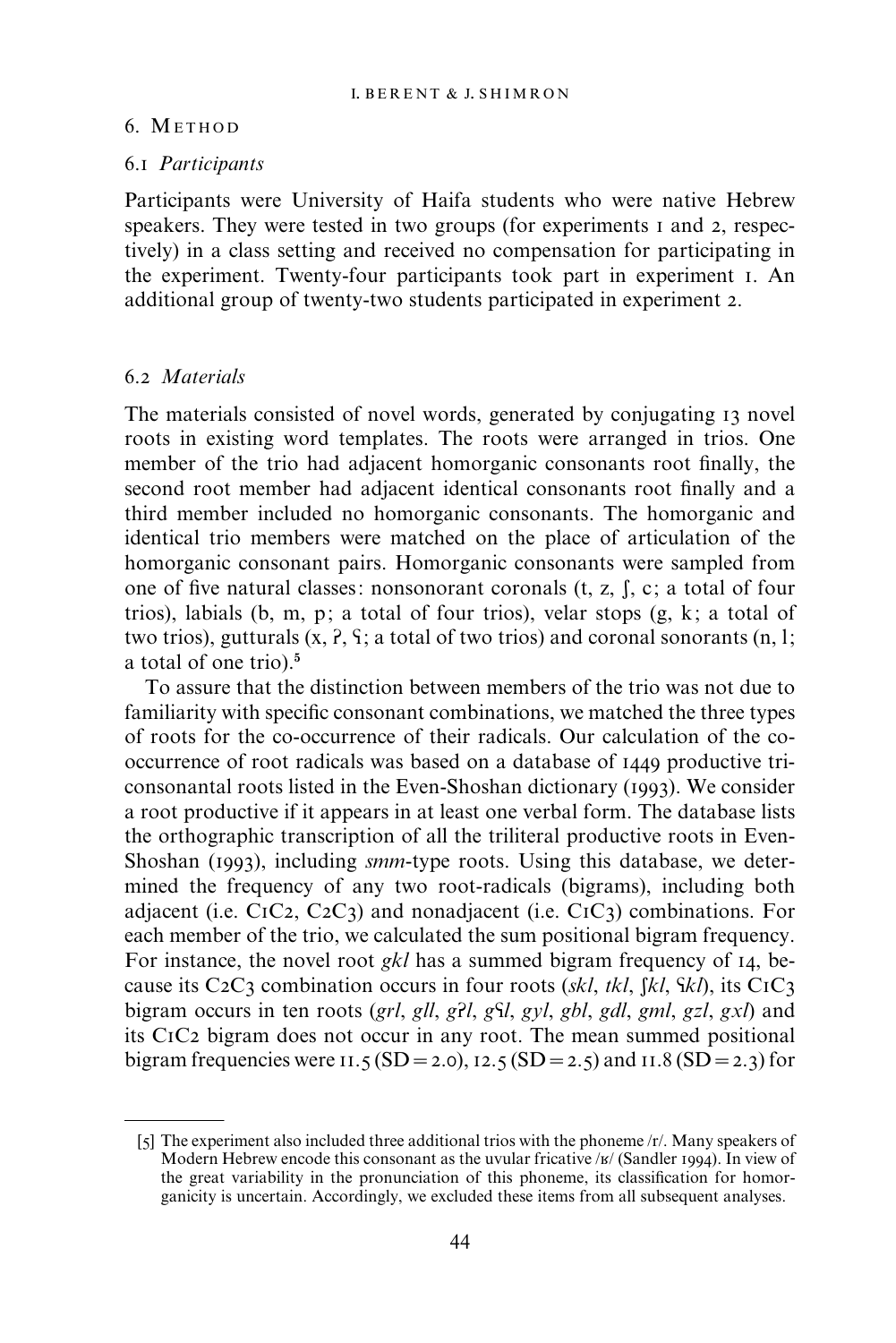## 6. Method

### 6.1 *Participants*

Participants were University of Haifa students who were native Hebrew speakers. They were tested in two groups (for experiments 1 and 2, respectively) in a class setting and received no compensation for participating in the experiment. Twenty-four participants took part in experiment 1. An additional group of twenty-two students participated in experiment 2.

### 6.2 *Materials*

The materials consisted of novel words, generated by conjugating 13 novel roots in existing word templates. The roots were arranged in trios. One member of the trio had adjacent homorganic consonants root finally, the second root member had adjacent identical consonants root finally and a third member included no homorganic consonants. The homorganic and identical trio members were matched on the place of articulation of the homorganic consonant pairs. Homorganic consonants were sampled from one of five natural classes: nonsonorant coronals (t, z, ʃ, c; a total of four trios), labials (b, m, p; a total of four trios), velar stops (g, k; a total of two trios), gutturals (x, ʔ, ʕ; a total of two trios) and coronal sonorants (n, l; a total of one trio).[5]

To assure that the distinction between members of the trio was not due to familiarity with specific consonant combinations, we matched the three types of roots for the co-occurrence of their radicals. Our calculation of the co-occurrence of root radicals was based on a database of 1449 productive tri-consonantal roots listed in the Even-Shoshan dictionary (1993). We consider a root productive if it appears in at least one verbal form. The database lists the orthographic transcription of all the triliteral productive roots in Even-Shoshan (1993), including *smm*-type roots. Using this database, we determined the frequency of any two root-radicals (bigrams), including both adjacent (i.e. C1C2, C2C3) and nonadjacent (i.e. C1C3) combinations. For each member of the trio, we calculated the sum positional bigram frequency. For instance, the novel root *gkl* has a summed bigram frequency of 14, because its C2C3 combination occurs in four roots (*skl*, *tkl*, *ʃkl*, *ʕkl*), its C1C3 bigram occurs in ten roots (*grl*, *gll*, *gʔl*, *gʕl*, *gyl*, *gbl*, *gdl*, *gml*, *gzl*, *gxl*) and its C1C2 bigram does not occur in any root. The mean summed positional bigram frequencies were 11.5 (SD = 2.0), 12.5 (SD = 2.5) and 11.8 (SD = 2.3) for

---

[5] The experiment also included three additional trios with the phoneme /r/. Many speakers of Modern Hebrew encode this consonant as the uvular fricative /ʁ/ (Sandler 1994). In view of the great variability in the pronunciation of this phoneme, its classification for homorganicity is uncertain. Accordingly, we excluded these items from all subsequent analyses.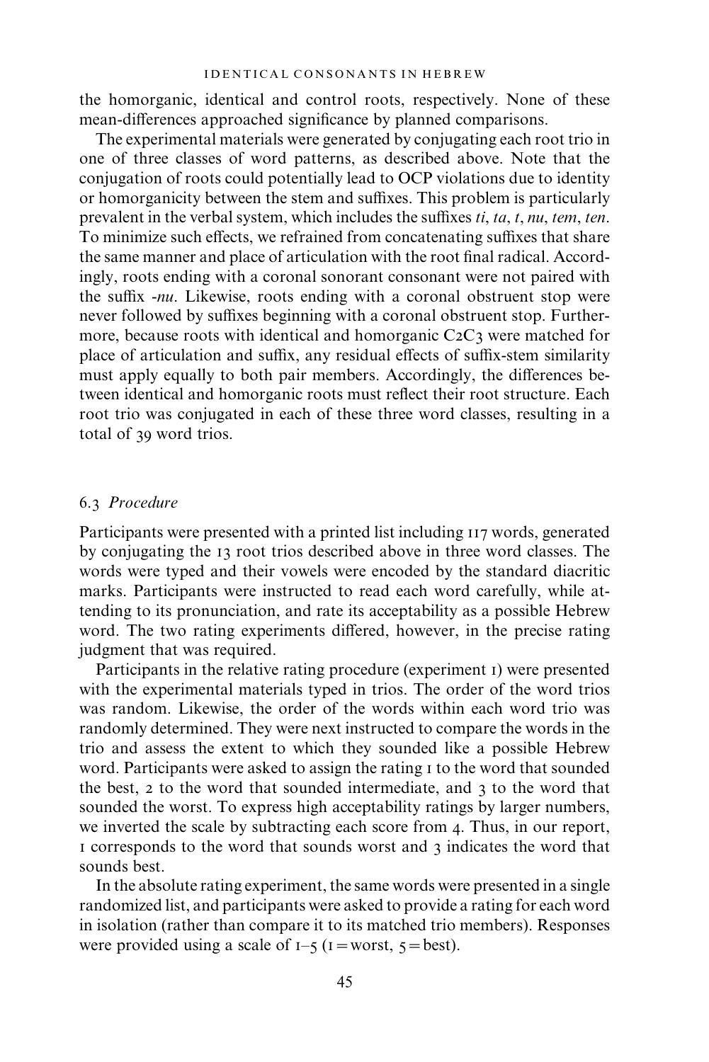the homorganic, identical and control roots, respectively. None of these mean-differences approached significance by planned comparisons.

The experimental materials were generated by conjugating each root trio in one of three classes of word patterns, as described above. Note that the conjugation of roots could potentially lead to OCP violations due to identity or homorganicity between the stem and suffixes. This problem is particularly prevalent in the verbal system, which includes the suffixes *ti*, *ta*, *t*, *nu*, *tem*, *ten*. To minimize such effects, we refrained from concatenating suffixes that share the same manner and place of articulation with the root final radical. Accordingly, roots ending with a coronal sonorant consonant were not paired with the suffix *-nu*. Likewise, roots ending with a coronal obstruent stop were never followed by suffixes beginning with a coronal obstruent stop. Furthermore, because roots with identical and homorganic C2C3 were matched for place of articulation and suffix, any residual effects of suffix-stem similarity must apply equally to both pair members. Accordingly, the differences between identical and homorganic roots must reflect their root structure. Each root trio was conjugated in each of these three word classes, resulting in a total of 39 word trios.

### 6.3 *Procedure*

Participants were presented with a printed list including 117 words, generated by conjugating the 13 root trios described above in three word classes. The words were typed and their vowels were encoded by the standard diacritic marks. Participants were instructed to read each word carefully, while attending to its pronunciation, and rate its acceptability as a possible Hebrew word. The two rating experiments differed, however, in the precise rating judgment that was required.

Participants in the relative rating procedure (experiment 1) were presented with the experimental materials typed in trios. The order of the word trios was random. Likewise, the order of the words within each word trio was randomly determined. They were next instructed to compare the words in the trio and assess the extent to which they sounded like a possible Hebrew word. Participants were asked to assign the rating 1 to the word that sounded the best, 2 to the word that sounded intermediate, and 3 to the word that sounded the worst. To express high acceptability ratings by larger numbers, we inverted the scale by subtracting each score from 4. Thus, in our report, 1 corresponds to the word that sounds worst and 3 indicates the word that sounds best.

In the absolute rating experiment, the same words were presented in a single randomized list, and participants were asked to provide a rating for each word in isolation (rather than compare it to its matched trio members). Responses were provided using a scale of 1–5 (1 = worst, 5 = best).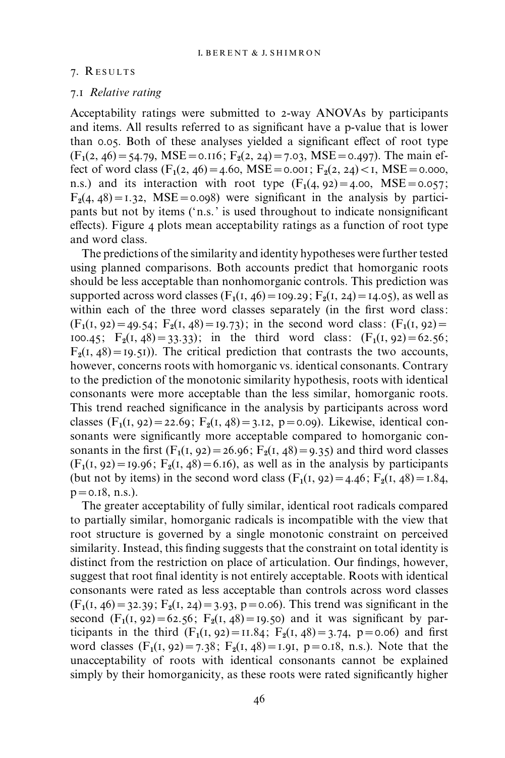## 7. Results

### 7.1 *Relative rating*

Acceptability ratings were submitted to 2-way ANOVAs by participants and items. All results referred to as significant have a p-value that is lower than 0.05. Both of these analyses yielded a significant effect of root type ($F_1(2, 46) = 54.79$, $MSE = 0.116$; $F_2(2, 24) = 7.03$, $MSE = 0.497$). The main effect of word class ($F_1(2, 46) = 4.60$, $MSE = 0.001$; $F_2(2, 24) < 1$, $MSE = 0.000$, n.s.) and its interaction with root type ($F_1(4, 92) = 4.00$, $MSE = 0.057$; $F_2(4, 48) = 1.32$, $MSE = 0.098$) were significant in the analysis by participants but not by items ('n.s.' is used throughout to indicate nonsignificant effects). Figure 4 plots mean acceptability ratings as a function of root type and word class.

The predictions of the similarity and identity hypotheses were further tested using planned comparisons. Both accounts predict that homorganic roots should be less acceptable than nonhomorganic controls. This prediction was supported across word classes ($F_1(1, 46) = 109.29$; $F_2(1, 24) = 14.05$), as well as within each of the three word classes separately (in the first word class: ($F_1(1, 92) = 49.54$; $F_2(1, 48) = 19.73$); in the second word class: ($F_1(1, 92) = 100.45$; $F_2(1, 48) = 33.33$); in the third word class: ($F_1(1, 92) = 62.56$; $F_2(1, 48) = 19.51$)). The critical prediction that contrasts the two accounts, however, concerns roots with homorganic vs. identical consonants. Contrary to the prediction of the monotonic similarity hypothesis, roots with identical consonants were more acceptable than the less similar, homorganic roots. This trend reached significance in the analysis by participants across word classes ($F_1(1, 92) = 22.69$; $F_2(1, 48) = 3.12$, $p = 0.09$). Likewise, identical consonants were significantly more acceptable compared to homorganic consonants in the first ($F_1(1, 92) = 26.96$; $F_2(1, 48) = 9.35$) and third word classes ($F_1(1, 92) = 19.96$; $F_2(1, 48) = 6.16$), as well as in the analysis by participants (but not by items) in the second word class ($F_1(1, 92) = 4.46$; $F_2(1, 48) = 1.84$, $p = 0.18$, n.s.).

The greater acceptability of fully similar, identical root radicals compared to partially similar, homorganic radicals is incompatible with the view that root structure is governed by a single monotonic constraint on perceived similarity. Instead, this finding suggests that the constraint on total identity is distinct from the restriction on place of articulation. Our findings, however, suggest that root final identity is not entirely acceptable. Roots with identical consonants were rated as less acceptable than controls across word classes ($F_1(1, 46) = 32.39$; $F_2(1, 24) = 3.93$, $p = 0.06$). This trend was significant in the second ($F_1(1, 92) = 62.56$; $F_2(1, 48) = 19.50$) and it was significant by participants in the third ($F_1(1, 92) = 11.84$; $F_2(1, 48) = 3.74$, $p = 0.06$) and first word classes ($F_1(1, 92) = 7.38$; $F_2(1, 48) = 1.91$, $p = 0.18$, n.s.). Note that the unacceptability of roots with identical consonants cannot be explained simply by their homorganicity, as these roots were rated significantly higher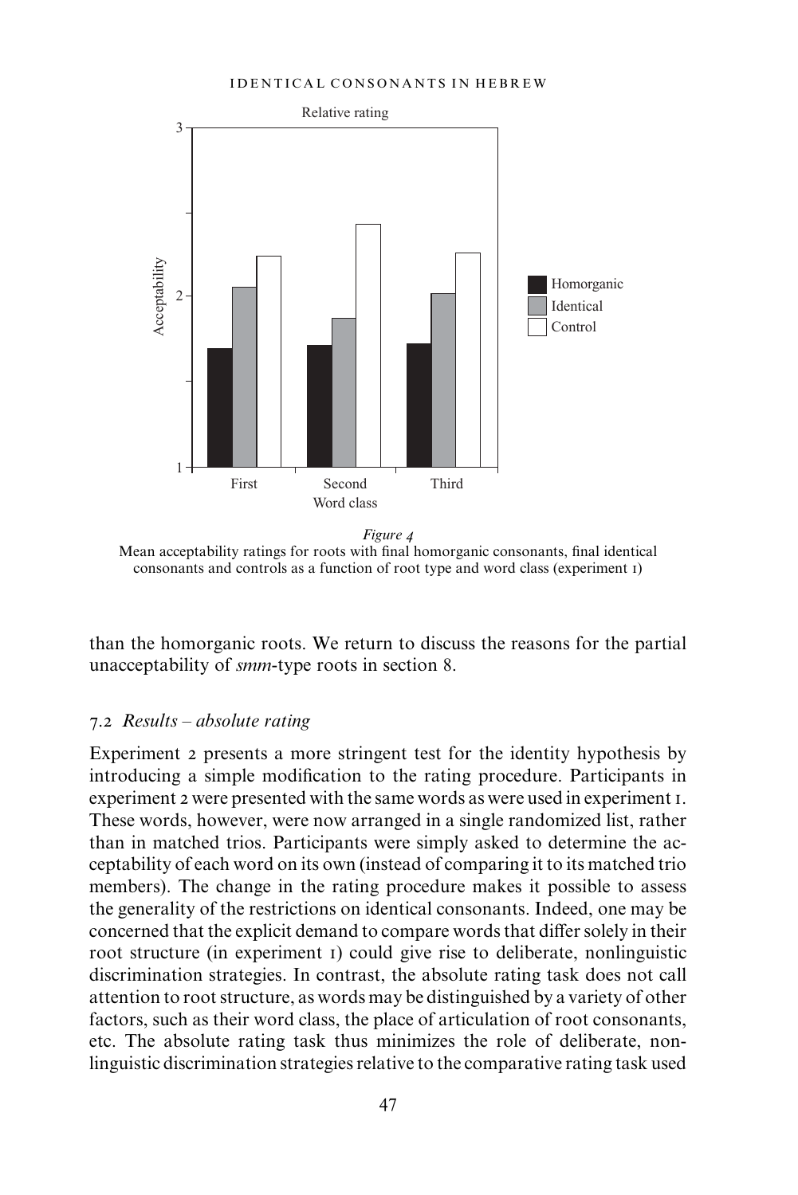*Figure 4*
Mean acceptability ratings for roots with final homorganic consonants, final identical consonants and controls as a function of root type and word class (experiment 1)

than the homorganic roots. We return to discuss the reasons for the partial unacceptability of *smm*-type roots in section 8.

### 7.2 *Results – absolute rating*

Experiment 2 presents a more stringent test for the identity hypothesis by introducing a simple modification to the rating procedure. Participants in experiment 2 were presented with the same words as were used in experiment 1. These words, however, were now arranged in a single randomized list, rather than in matched trios. Participants were simply asked to determine the acceptability of each word on its own (instead of comparing it to its matched trio members). The change in the rating procedure makes it possible to assess the generality of the restrictions on identical consonants. Indeed, one may be concerned that the explicit demand to compare words that differ solely in their root structure (in experiment 1) could give rise to deliberate, nonlinguistic discrimination strategies. In contrast, the absolute rating task does not call attention to root structure, as words may be distinguished by a variety of other factors, such as their word class, the place of articulation of root consonants, etc. The absolute rating task thus minimizes the role of deliberate, nonlinguistic discrimination strategies relative to the comparative rating task used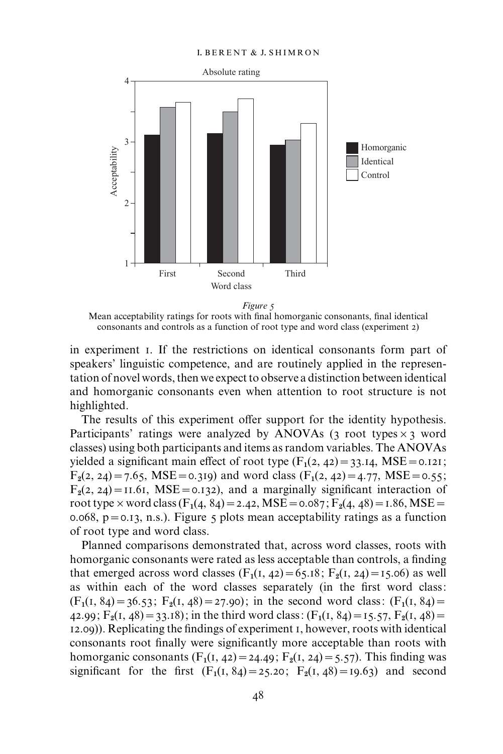*Figure 5*
Mean acceptability ratings for roots with final homorganic consonants, final identical consonants and controls as a function of root type and word class (experiment 2)

in experiment 1. If the restrictions on identical consonants form part of speakers' linguistic competence, and are routinely applied in the representation of novel words, then we expect to observe a distinction between identical and homorganic consonants even when attention to root structure is not highlighted.

The results of this experiment offer support for the identity hypothesis. Participants' ratings were analyzed by ANOVAs (3 root types × 3 word classes) using both participants and items as random variables. The ANOVAs yielded a significant main effect of root type ($F_1(2, 42) = 33.14$, MSE = 0.121; $F_2(2, 24) = 7.65$, MSE = 0.319) and word class ($F_1(2, 42) = 4.77$, MSE = 0.55; $F_2(2, 24) = 11.61$, MSE = 0.132), and a marginally significant interaction of root type × word class ($F_1(4, 84) = 2.42$, MSE = 0.087; $F_2(4, 48) = 1.86$, MSE = 0.068, $p = 0.13$, n.s.). Figure 5 plots mean acceptability ratings as a function of root type and word class.

Planned comparisons demonstrated that, across word classes, roots with homorganic consonants were rated as less acceptable than controls, a finding that emerged across word classes ($F_1(1, 42) = 65.18$; $F_2(1, 24) = 15.06$) as well as within each of the word classes separately (in the first word class: ($F_1(1, 84) = 36.53$; $F_2(1, 48) = 27.90$); in the second word class: ($F_1(1, 84) = 42.99$; $F_2(1, 48) = 33.18$); in the third word class: ($F_1(1, 84) = 15.57$, $F_2(1, 48) = 12.09$)). Replicating the findings of experiment 1, however, roots with identical consonants root finally were significantly more acceptable than roots with homorganic consonants ($F_1(1, 42) = 24.49$; $F_2(1, 24) = 5.57$). This finding was significant for the first ($F_1(1, 84) = 25.20$; $F_2(1, 48) = 19.63$) and second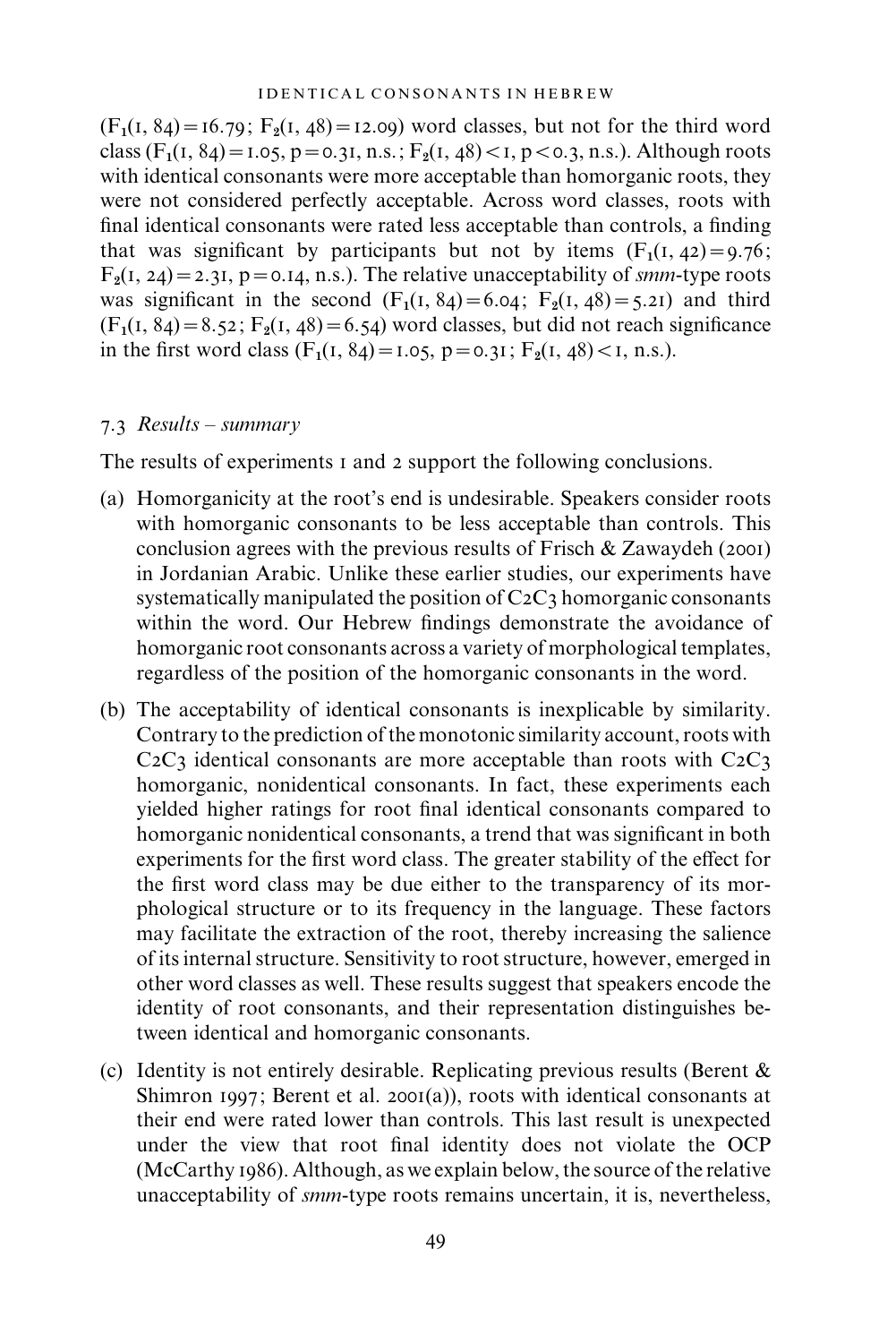$(F_1(1, 84) = 16.79;\ F_2(1, 48) = 12.09)$ word classes, but not for the third word class $(F_1(1, 84) = 1.05,\ p = 0.31, \text{n.s.};\ F_2(1, 48) < 1,\ p < 0.3, \text{n.s.})$. Although roots with identical consonants were more acceptable than homorganic roots, they were not considered perfectly acceptable. Across word classes, roots with final identical consonants were rated less acceptable than controls, a finding that was significant by participants but not by items $(F_1(1, 42) = 9.76;\ F_2(1, 24) = 2.31,\ p = 0.14, \text{n.s.})$. The relative unacceptability of *smm*-type roots was significant in the second $(F_1(1, 84) = 6.04;\ F_2(1, 48) = 5.21)$ and third $(F_1(1, 84) = 8.52;\ F_2(1, 48) = 6.54)$ word classes, but did not reach significance in the first word class $(F_1(1, 84) = 1.05,\ p = 0.31;\ F_2(1, 48) < 1, \text{n.s.})$.

### 7.3 *Results – summary*

The results of experiments 1 and 2 support the following conclusions.

(a) Homorganicity at the root's end is undesirable. Speakers consider roots with homorganic consonants to be less acceptable than controls. This conclusion agrees with the previous results of Frisch & Zawaydeh (2001) in Jordanian Arabic. Unlike these earlier studies, our experiments have systematically manipulated the position of C2C3 homorganic consonants within the word. Our Hebrew findings demonstrate the avoidance of homorganic root consonants across a variety of morphological templates, regardless of the position of the homorganic consonants in the word.

(b) The acceptability of identical consonants is inexplicable by similarity. Contrary to the prediction of the monotonic similarity account, roots with C2C3 identical consonants are more acceptable than roots with C2C3 homorganic, nonidentical consonants. In fact, these experiments each yielded higher ratings for root final identical consonants compared to homorganic nonidentical consonants, a trend that was significant in both experiments for the first word class. The greater stability of the effect for the first word class may be due either to the transparency of its morphological structure or to its frequency in the language. These factors may facilitate the extraction of the root, thereby increasing the salience of its internal structure. Sensitivity to root structure, however, emerged in other word classes as well. These results suggest that speakers encode the identity of root consonants, and their representation distinguishes between identical and homorganic consonants.

(c) Identity is not entirely desirable. Replicating previous results (Berent & Shimron 1997; Berent et al. 2001(a)), roots with identical consonants at their end were rated lower than controls. This last result is unexpected under the view that root final identity does not violate the OCP (McCarthy 1986). Although, as we explain below, the source of the relative unacceptability of *smm*-type roots remains uncertain, it is, nevertheless,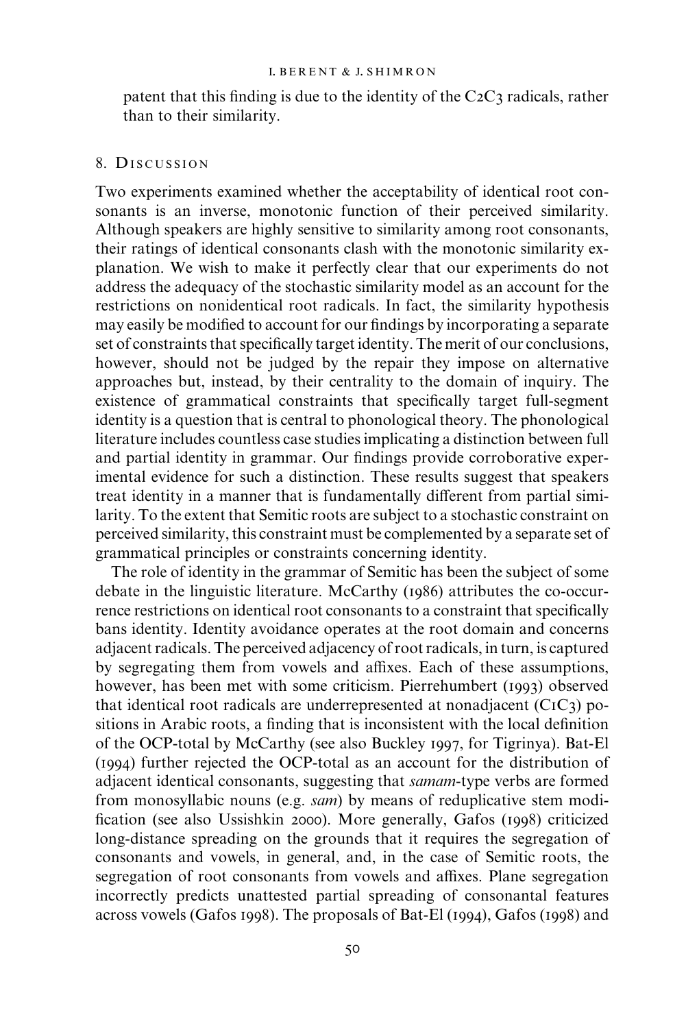patent that this finding is due to the identity of the C2C3 radicals, rather than to their similarity.

## 8. Discussion

Two experiments examined whether the acceptability of identical root consonants is an inverse, monotonic function of their perceived similarity. Although speakers are highly sensitive to similarity among root consonants, their ratings of identical consonants clash with the monotonic similarity explanation. We wish to make it perfectly clear that our experiments do not address the adequacy of the stochastic similarity model as an account for the restrictions on nonidentical root radicals. In fact, the similarity hypothesis may easily be modified to account for our findings by incorporating a separate set of constraints that specifically target identity. The merit of our conclusions, however, should not be judged by the repair they impose on alternative approaches but, instead, by their centrality to the domain of inquiry. The existence of grammatical constraints that specifically target full-segment identity is a question that is central to phonological theory. The phonological literature includes countless case studies implicating a distinction between full and partial identity in grammar. Our findings provide corroborative experimental evidence for such a distinction. These results suggest that speakers treat identity in a manner that is fundamentally different from partial similarity. To the extent that Semitic roots are subject to a stochastic constraint on perceived similarity, this constraint must be complemented by a separate set of grammatical principles or constraints concerning identity.

The role of identity in the grammar of Semitic has been the subject of some debate in the linguistic literature. McCarthy (1986) attributes the co-occurrence restrictions on identical root consonants to a constraint that specifically bans identity. Identity avoidance operates at the root domain and concerns adjacent radicals. The perceived adjacency of root radicals, in turn, is captured by segregating them from vowels and affixes. Each of these assumptions, however, has been met with some criticism. Pierrehumbert (1993) observed that identical root radicals are underrepresented at nonadjacent (C1C3) positions in Arabic roots, a finding that is inconsistent with the local definition of the OCP-total by McCarthy (see also Buckley 1997, for Tigrinya). Bat-El (1994) further rejected the OCP-total as an account for the distribution of adjacent identical consonants, suggesting that *samam*-type verbs are formed from monosyllabic nouns (e.g. *sam*) by means of reduplicative stem modification (see also Ussishkin 2000). More generally, Gafos (1998) criticized long-distance spreading on the grounds that it requires the segregation of consonants and vowels, in general, and, in the case of Semitic roots, the segregation of root consonants from vowels and affixes. Plane segregation incorrectly predicts unattested partial spreading of consonantal features across vowels (Gafos 1998). The proposals of Bat-El (1994), Gafos (1998) and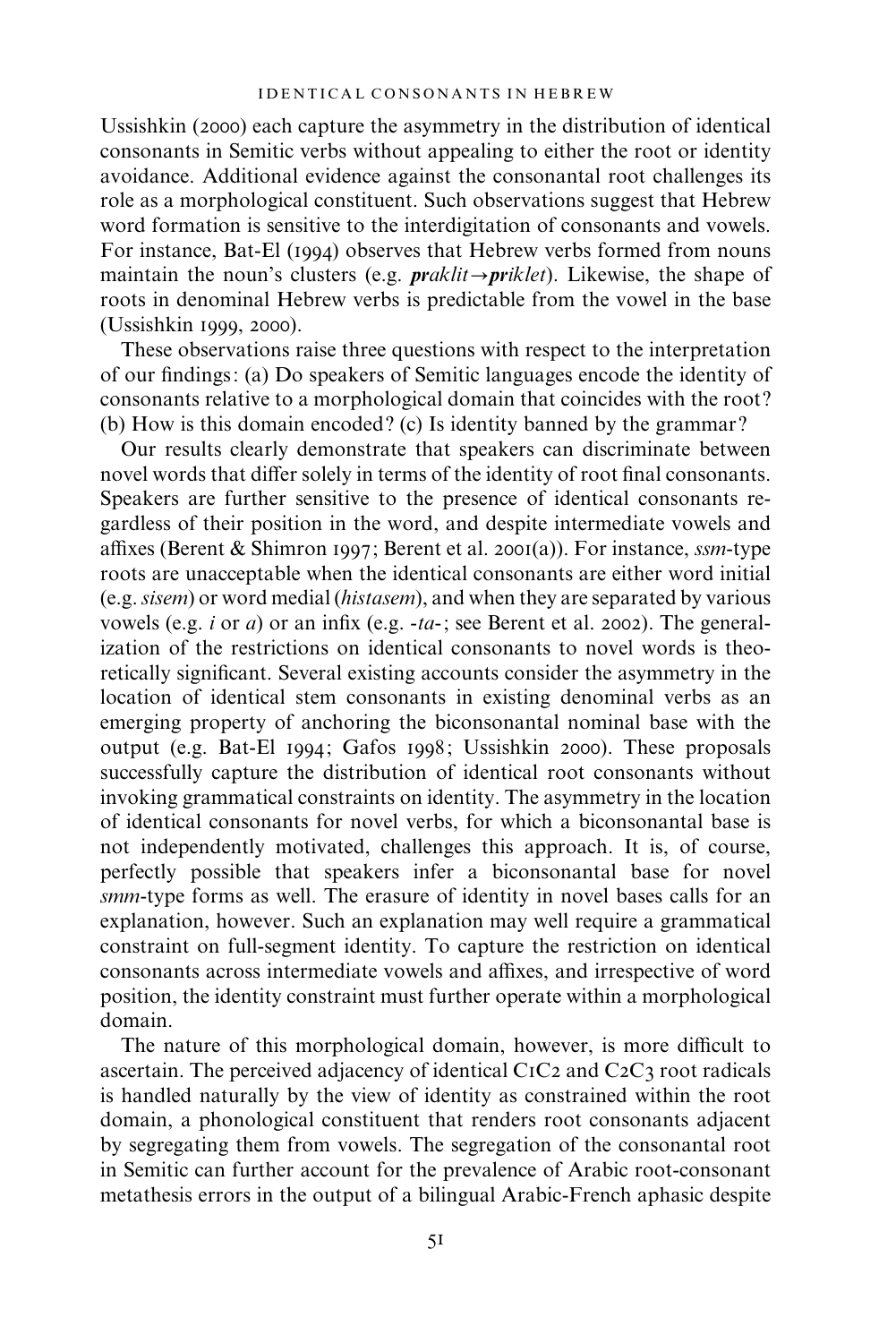Ussishkin (2000) each capture the asymmetry in the distribution of identical consonants in Semitic verbs without appealing to either the root or identity avoidance. Additional evidence against the consonantal root challenges its role as a morphological constituent. Such observations suggest that Hebrew word formation is sensitive to the interdigitation of consonants and vowels. For instance, Bat-El (1994) observes that Hebrew verbs formed from nouns maintain the noun's clusters (e.g. ***pr**aklit*→***pr**iklet*). Likewise, the shape of roots in denominal Hebrew verbs is predictable from the vowel in the base (Ussishkin 1999, 2000).

These observations raise three questions with respect to the interpretation of our findings: (a) Do speakers of Semitic languages encode the identity of consonants relative to a morphological domain that coincides with the root? (b) How is this domain encoded? (c) Is identity banned by the grammar?

Our results clearly demonstrate that speakers can discriminate between novel words that differ solely in terms of the identity of root final consonants. Speakers are further sensitive to the presence of identical consonants regardless of their position in the word, and despite intermediate vowels and affixes (Berent & Shimron 1997; Berent et al. 2001(a)). For instance, *ssm*-type roots are unacceptable when the identical consonants are either word initial (e.g. *sisem*) or word medial (*histasem*), and when they are separated by various vowels (e.g. *i* or *a*) or an infix (e.g. *-ta-*; see Berent et al. 2002). The generalization of the restrictions on identical consonants to novel words is theoretically significant. Several existing accounts consider the asymmetry in the location of identical stem consonants in existing denominal verbs as an emerging property of anchoring the biconsonantal nominal base with the output (e.g. Bat-El 1994; Gafos 1998; Ussishkin 2000). These proposals successfully capture the distribution of identical root consonants without invoking grammatical constraints on identity. The asymmetry in the location of identical consonants for novel verbs, for which a biconsonantal base is not independently motivated, challenges this approach. It is, of course, perfectly possible that speakers infer a biconsonantal base for novel *smm*-type forms as well. The erasure of identity in novel bases calls for an explanation, however. Such an explanation may well require a grammatical constraint on full-segment identity. To capture the restriction on identical consonants across intermediate vowels and affixes, and irrespective of word position, the identity constraint must further operate within a morphological domain.

The nature of this morphological domain, however, is more difficult to ascertain. The perceived adjacency of identical $C_1C_2$ and $C_2C_3$ root radicals is handled naturally by the view of identity as constrained within the root domain, a phonological constituent that renders root consonants adjacent by segregating them from vowels. The segregation of the consonantal root in Semitic can further account for the prevalence of Arabic root-consonant metathesis errors in the output of a bilingual Arabic-French aphasic despite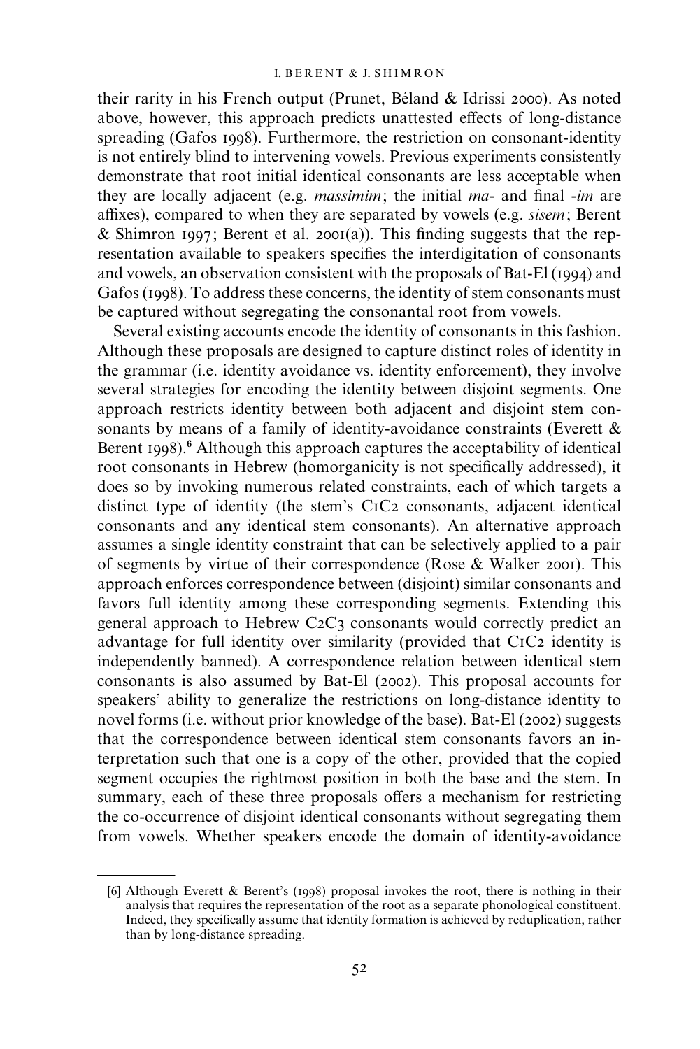their rarity in his French output (Prunet, Béland & Idrissi 2000). As noted above, however, this approach predicts unattested effects of long-distance spreading (Gafos 1998). Furthermore, the restriction on consonant-identity is not entirely blind to intervening vowels. Previous experiments consistently demonstrate that root initial identical consonants are less acceptable when they are locally adjacent (e.g. *massimim*; the initial *ma-* and final *-im* are affixes), compared to when they are separated by vowels (e.g. *sisem*; Berent & Shimron 1997; Berent et al. 2001(a)). This finding suggests that the representation available to speakers specifies the interdigitation of consonants and vowels, an observation consistent with the proposals of Bat-El (1994) and Gafos (1998). To address these concerns, the identity of stem consonants must be captured without segregating the consonantal root from vowels.

Several existing accounts encode the identity of consonants in this fashion. Although these proposals are designed to capture distinct roles of identity in the grammar (i.e. identity avoidance vs. identity enforcement), they involve several strategies for encoding the identity between disjoint segments. One approach restricts identity between both adjacent and disjoint stem consonants by means of a family of identity-avoidance constraints (Everett & Berent 1998).[6] Although this approach captures the acceptability of identical root consonants in Hebrew (homorganicity is not specifically addressed), it does so by invoking numerous related constraints, each of which targets a distinct type of identity (the stem's $C_1C_2$ consonants, adjacent identical consonants and any identical stem consonants). An alternative approach assumes a single identity constraint that can be selectively applied to a pair of segments by virtue of their correspondence (Rose & Walker 2001). This approach enforces correspondence between (disjoint) similar consonants and favors full identity among these corresponding segments. Extending this general approach to Hebrew $C_2C_3$ consonants would correctly predict an advantage for full identity over similarity (provided that $C_1C_2$ identity is independently banned). A correspondence relation between identical stem consonants is also assumed by Bat-El (2002). This proposal accounts for speakers' ability to generalize the restrictions on long-distance identity to novel forms (i.e. without prior knowledge of the base). Bat-El (2002) suggests that the correspondence between identical stem consonants favors an interpretation such that one is a copy of the other, provided that the copied segment occupies the rightmost position in both the base and the stem. In summary, each of these three proposals offers a mechanism for restricting the co-occurrence of disjoint identical consonants without segregating them from vowels. Whether speakers encode the domain of identity-avoidance

[6] Although Everett & Berent's (1998) proposal invokes the root, there is nothing in their analysis that requires the representation of the root as a separate phonological constituent. Indeed, they specifically assume that identity formation is achieved by reduplication, rather than by long-distance spreading.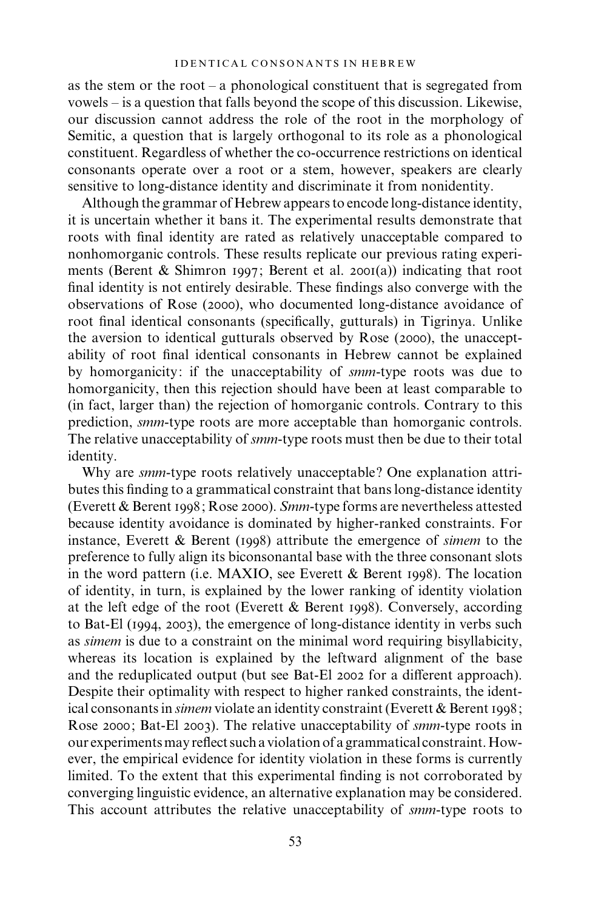as the stem or the root – a phonological constituent that is segregated from vowels – is a question that falls beyond the scope of this discussion. Likewise, our discussion cannot address the role of the root in the morphology of Semitic, a question that is largely orthogonal to its role as a phonological constituent. Regardless of whether the co-occurrence restrictions on identical consonants operate over a root or a stem, however, speakers are clearly sensitive to long-distance identity and discriminate it from nonidentity.

Although the grammar of Hebrew appears to encode long-distance identity, it is uncertain whether it bans it. The experimental results demonstrate that roots with final identity are rated as relatively unacceptable compared to nonhomorganic controls. These results replicate our previous rating experiments (Berent & Shimron 1997; Berent et al. 2001(a)) indicating that root final identity is not entirely desirable. These findings also converge with the observations of Rose (2000), who documented long-distance avoidance of root final identical consonants (specifically, gutturals) in Tigrinya. Unlike the aversion to identical gutturals observed by Rose (2000), the unacceptability of root final identical consonants in Hebrew cannot be explained by homorganicity: if the unacceptability of *smm*-type roots was due to homorganicity, then this rejection should have been at least comparable to (in fact, larger than) the rejection of homorganic controls. Contrary to this prediction, *smm*-type roots are more acceptable than homorganic controls. The relative unacceptability of *smm*-type roots must then be due to their total identity.

Why are *smm*-type roots relatively unacceptable? One explanation attributes this finding to a grammatical constraint that bans long-distance identity (Everett & Berent 1998; Rose 2000). *Smm*-type forms are nevertheless attested because identity avoidance is dominated by higher-ranked constraints. For instance, Everett & Berent (1998) attribute the emergence of *simem* to the preference to fully align its biconsonantal base with the three consonant slots in the word pattern (i.e. MAXIO, see Everett & Berent 1998). The location of identity, in turn, is explained by the lower ranking of identity violation at the left edge of the root (Everett & Berent 1998). Conversely, according to Bat-El (1994, 2003), the emergence of long-distance identity in verbs such as *simem* is due to a constraint on the minimal word requiring bisyllabicity, whereas its location is explained by the leftward alignment of the base and the reduplicated output (but see Bat-El 2002 for a different approach). Despite their optimality with respect to higher ranked constraints, the identical consonants in *simem* violate an identity constraint (Everett & Berent 1998; Rose 2000; Bat-El 2003). The relative unacceptability of *smm*-type roots in our experiments may reflect such a violation of a grammatical constraint. However, the empirical evidence for identity violation in these forms is currently limited. To the extent that this experimental finding is not corroborated by converging linguistic evidence, an alternative explanation may be considered. This account attributes the relative unacceptability of *smm*-type roots to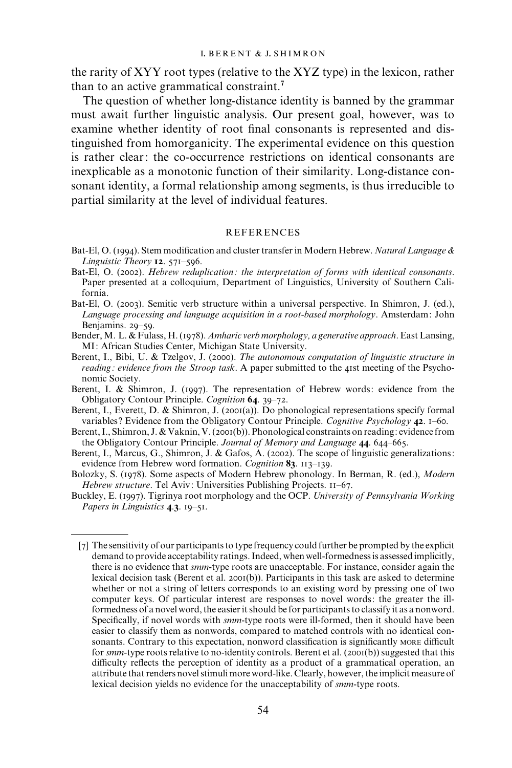the rarity of XYY root types (relative to the XYZ type) in the lexicon, rather than to an active grammatical constraint.[7]

The question of whether long-distance identity is banned by the grammar must await further linguistic analysis. Our present goal, however, was to examine whether identity of root final consonants is represented and distinguished from homorganicity. The experimental evidence on this question is rather clear: the co-occurrence restrictions on identical consonants are inexplicable as a monotonic function of their similarity. Long-distance consonant identity, a formal relationship among segments, is thus irreducible to partial similarity at the level of individual features.

## REFERENCES

Bat-El, O. (1994). Stem modification and cluster transfer in Modern Hebrew. *Natural Language & Linguistic Theory* **12**. 571–596.

Bat-El, O. (2002). *Hebrew reduplication: the interpretation of forms with identical consonants*. Paper presented at a colloquium, Department of Linguistics, University of Southern California.

Bat-El, O. (2003). Semitic verb structure within a universal perspective. In Shimron, J. (ed.), *Language processing and language acquisition in a root-based morphology*. Amsterdam: John Benjamins. 29–59.

Bender, M. L. & Fulass, H. (1978). *Amharic verb morphology, a generative approach*. East Lansing, MI: African Studies Center, Michigan State University.

Berent, I., Bibi, U. & Tzelgov, J. (2000). *The autonomous computation of linguistic structure in reading: evidence from the Stroop task*. A paper submitted to the 41st meeting of the Psychonomic Society.

Berent, I. & Shimron, J. (1997). The representation of Hebrew words: evidence from the Obligatory Contour Principle. *Cognition* **64**. 39–72.

Berent, I., Everett, D. & Shimron, J. (2001(a)). Do phonological representations specify formal variables? Evidence from the Obligatory Contour Principle. *Cognitive Psychology* **42**. 1–60.

Berent, I., Shimron, J. & Vaknin, V. (2001(b)). Phonological constraints on reading: evidence from the Obligatory Contour Principle. *Journal of Memory and Language* **44**. 644–665.

Berent, I., Marcus, G., Shimron, J. & Gafos, A. (2002). The scope of linguistic generalizations: evidence from Hebrew word formation. *Cognition* **83**. 113–139.

Bolozky, S. (1978). Some aspects of Modern Hebrew phonology. In Berman, R. (ed.), *Modern Hebrew structure*. Tel Aviv: Universities Publishing Projects. 11–67.

Buckley, E. (1997). Tigrinya root morphology and the OCP. *University of Pennsylvania Working Papers in Linguistics* **4.3**. 19–51.

---

[7] The sensitivity of our participants to type frequency could further be prompted by the explicit demand to provide acceptability ratings. Indeed, when well-formedness is assessed implicitly, there is no evidence that *smm*-type roots are unacceptable. For instance, consider again the lexical decision task (Berent et al. 2001(b)). Participants in this task are asked to determine whether or not a string of letters corresponds to an existing word by pressing one of two computer keys. Of particular interest are responses to novel words: the greater the ill-formedness of a novel word, the easier it should be for participants to classify it as a nonword. Specifically, if novel words with *smm*-type roots were ill-formed, then it should have been easier to classify them as nonwords, compared to matched controls with no identical consonants. Contrary to this expectation, nonword classification is significantly MORE difficult for *smm*-type roots relative to no-identity controls. Berent et al. (2001(b)) suggested that this difficulty reflects the perception of identity as a product of a grammatical operation, an attribute that renders novel stimuli more word-like. Clearly, however, the implicit measure of lexical decision yields no evidence for the unacceptability of *smm*-type roots.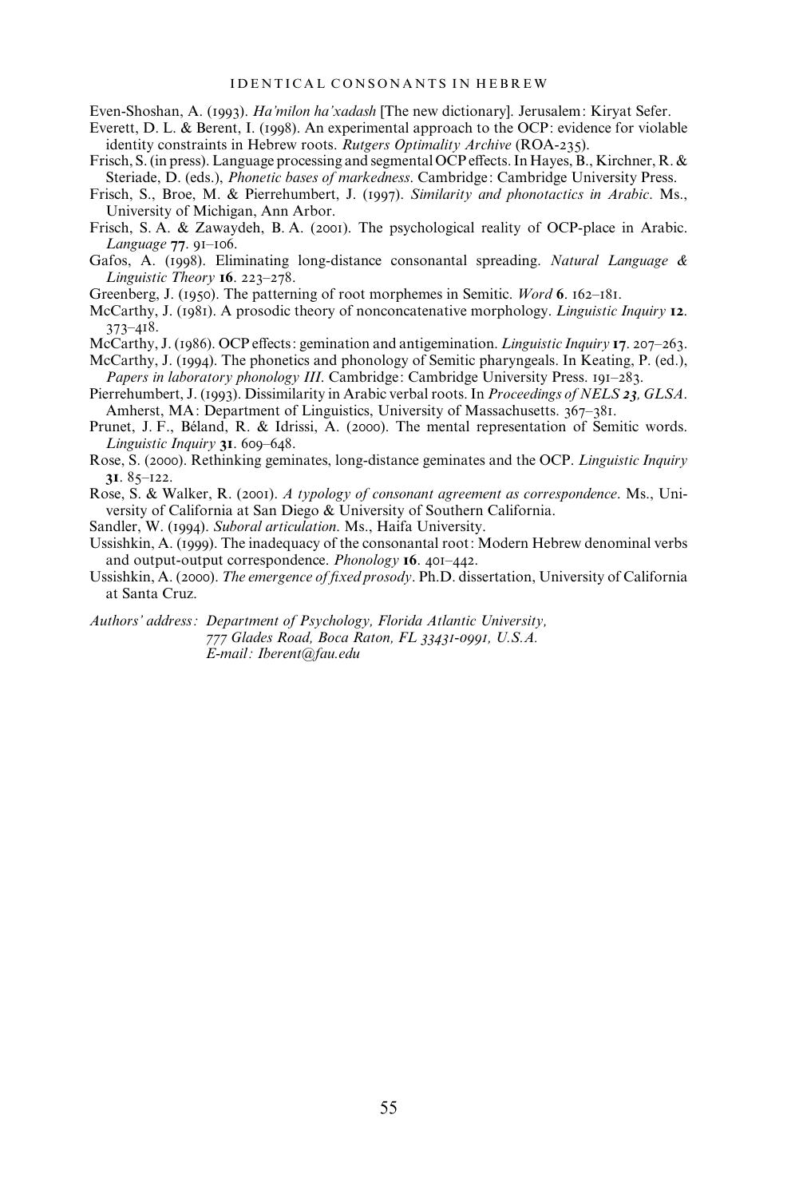Even-Shoshan, A. (1993). *Ha'milon ha'xadash* [The new dictionary]. Jerusalem: Kiryat Sefer.

Everett, D. L. & Berent, I. (1998). An experimental approach to the OCP: evidence for violable identity constraints in Hebrew roots. *Rutgers Optimality Archive* (ROA-235).

Frisch, S. (in press). Language processing and segmental OCP effects. In Hayes, B., Kirchner, R. & Steriade, D. (eds.), *Phonetic bases of markedness*. Cambridge: Cambridge University Press.

Frisch, S., Broe, M. & Pierrehumbert, J. (1997). *Similarity and phonotactics in Arabic*. Ms., University of Michigan, Ann Arbor.

Frisch, S. A. & Zawaydeh, B. A. (2001). The psychological reality of OCP-place in Arabic. *Language* **77**. 91–106.

Gafos, A. (1998). Eliminating long-distance consonantal spreading. *Natural Language & Linguistic Theory* **16**. 223–278.

Greenberg, J. (1950). The patterning of root morphemes in Semitic. *Word* **6**. 162–181.

McCarthy, J. (1981). A prosodic theory of nonconcatenative morphology. *Linguistic Inquiry* **12**. 373–418.

McCarthy, J. (1986). OCP effects: gemination and antigemination. *Linguistic Inquiry* **17**. 207–263.

McCarthy, J. (1994). The phonetics and phonology of Semitic pharyngeals. In Keating, P. (ed.), *Papers in laboratory phonology III*. Cambridge: Cambridge University Press. 191–283.

Pierrehumbert, J. (1993). Dissimilarity in Arabic verbal roots. In *Proceedings of NELS 23, GLSA*. Amherst, MA: Department of Linguistics, University of Massachusetts. 367–381.

Prunet, J. F., Béland, R. & Idrissi, A. (2000). The mental representation of Semitic words. *Linguistic Inquiry* **31**. 609–648.

Rose, S. (2000). Rethinking geminates, long-distance geminates and the OCP. *Linguistic Inquiry* **31**. 85–122.

Rose, S. & Walker, R. (2001). *A typology of consonant agreement as correspondence*. Ms., University of California at San Diego & University of Southern California.

Sandler, W. (1994). *Suboral articulation*. Ms., Haifa University.

Ussishkin, A. (1999). The inadequacy of the consonantal root: Modern Hebrew denominal verbs and output-output correspondence. *Phonology* **16**. 401–442.

Ussishkin, A. (2000). *The emergence of fixed prosody*. Ph.D. dissertation, University of California at Santa Cruz.

*Authors' address: Department of Psychology, Florida Atlantic University,*
*777 Glades Road, Boca Raton, FL 33431-0991, U.S.A.*
*E-mail: Iberent@fau.edu*